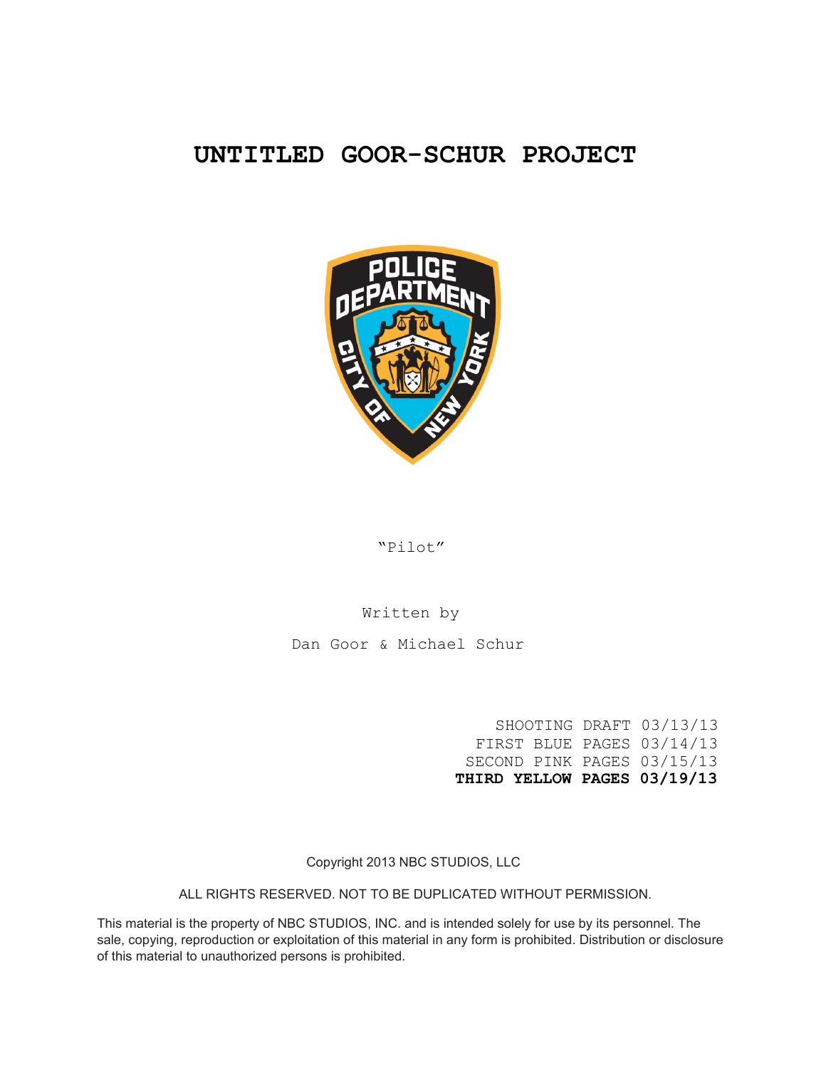# UNTITLED GOOR-SCHUR PROJECT

"Pilot"

Written by

Dan Goor & Michael Schur

SHOOTING DRAFT 03/13/13
FIRST BLUE PAGES 03/14/13
SECOND PINK PAGES 03/15/13
**THIRD YELLOW PAGES 03/19/13**

Copyright 2013 NBC STUDIOS, LLC

ALL RIGHTS RESERVED. NOT TO BE DUPLICATED WITHOUT PERMISSION.

This material is the property of NBC STUDIOS, INC. and is intended solely for use by its personnel. The sale, copying, reproduction or exploitation of this material in any form is prohibited. Distribution or disclosure of this material to unauthorized persons is prohibited.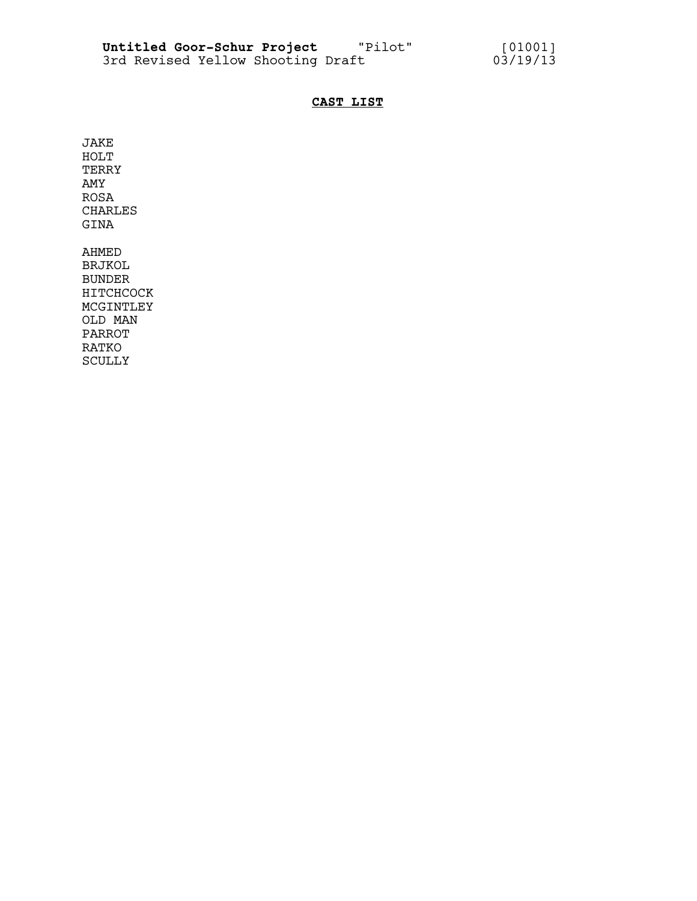**CAST LIST**

JAKE
HOLT
TERRY
AMY
ROSA
CHARLES
GINA

AHMED
BRJKOL
BUNDER
HITCHCOCK
MCGINTLEY
OLD MAN
PARROT
RATKO
SCULLY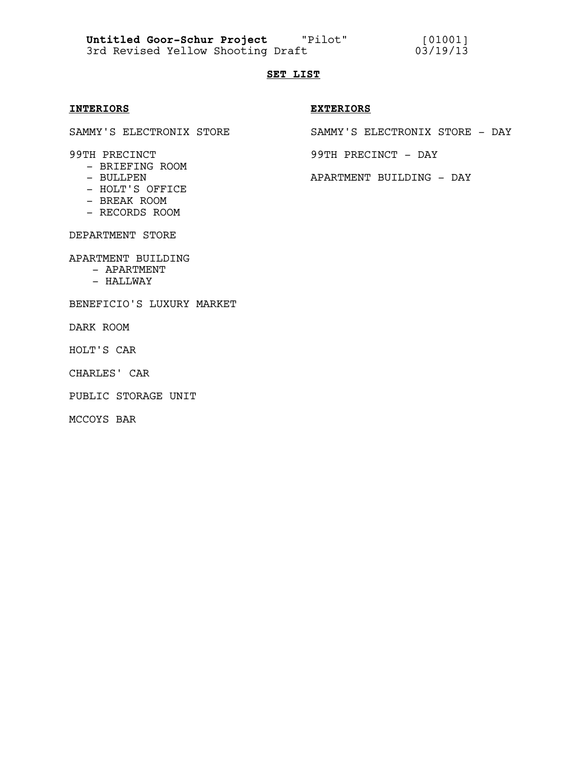## SET LIST

### INTERIORS

SAMMY'S ELECTRONIX STORE

99TH PRECINCT
- BRIEFING ROOM
- BULLPEN
- HOLT'S OFFICE
- BREAK ROOM
- RECORDS ROOM

DEPARTMENT STORE

APARTMENT BUILDING
- APARTMENT
- HALLWAY

BENEFICIO'S LUXURY MARKET

DARK ROOM

HOLT'S CAR

CHARLES' CAR

PUBLIC STORAGE UNIT

MCCOYS BAR

### EXTERIORS

SAMMY'S ELECTRONIX STORE - DAY

99TH PRECINCT - DAY

APARTMENT BUILDING - DAY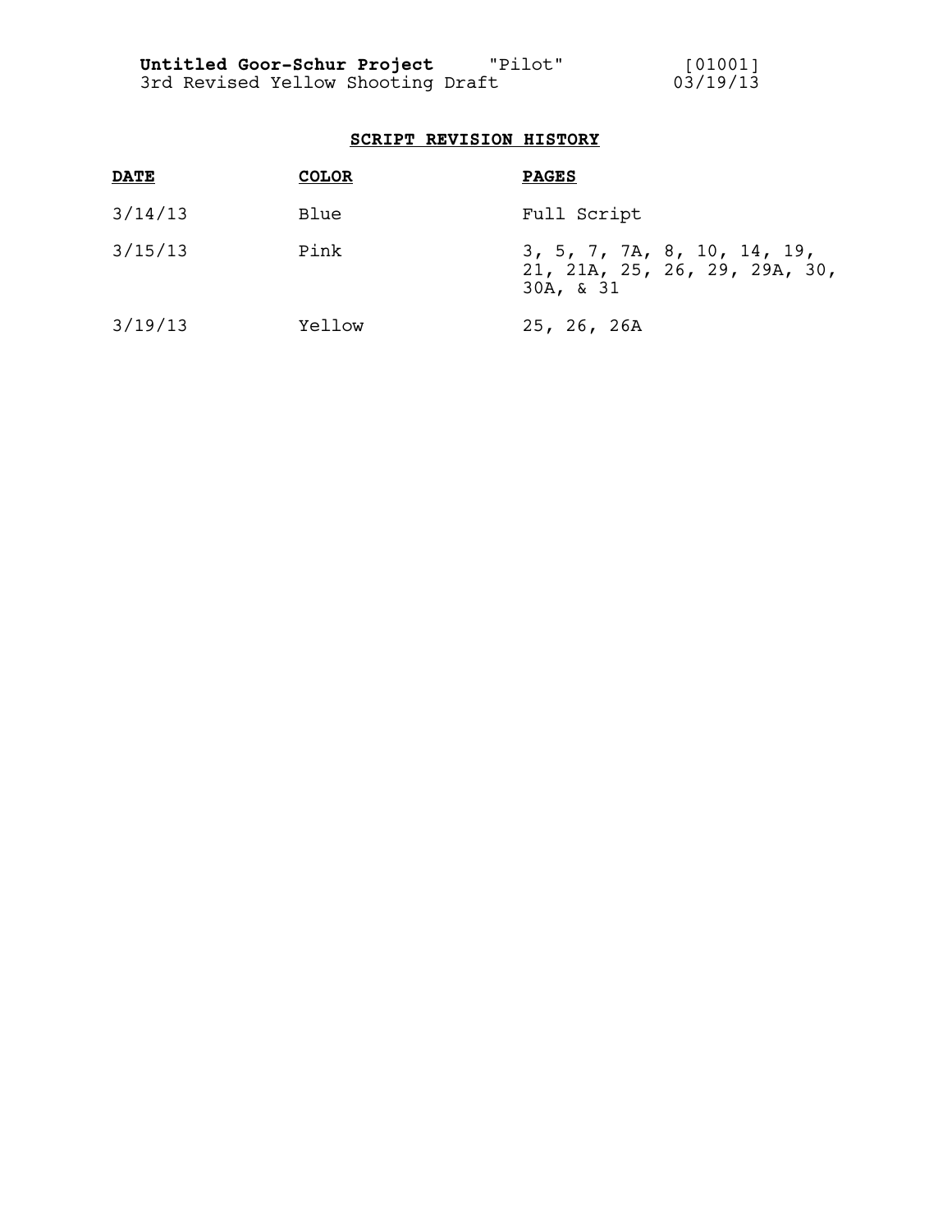**Untitled Goor-Schur Project** "Pilot" [01001]
3rd Revised Yellow Shooting Draft 03/19/13

## SCRIPT REVISION HISTORY

| DATE | COLOR | PAGES |
| --- | --- | --- |
| 3/14/13 | Blue | Full Script |
| 3/15/13 | Pink | 3, 5, 7, 7A, 8, 10, 14, 19, 21, 21A, 25, 26, 29, 29A, 30, 30A, & 31 |
| 3/19/13 | Yellow | 25, 26, 26A |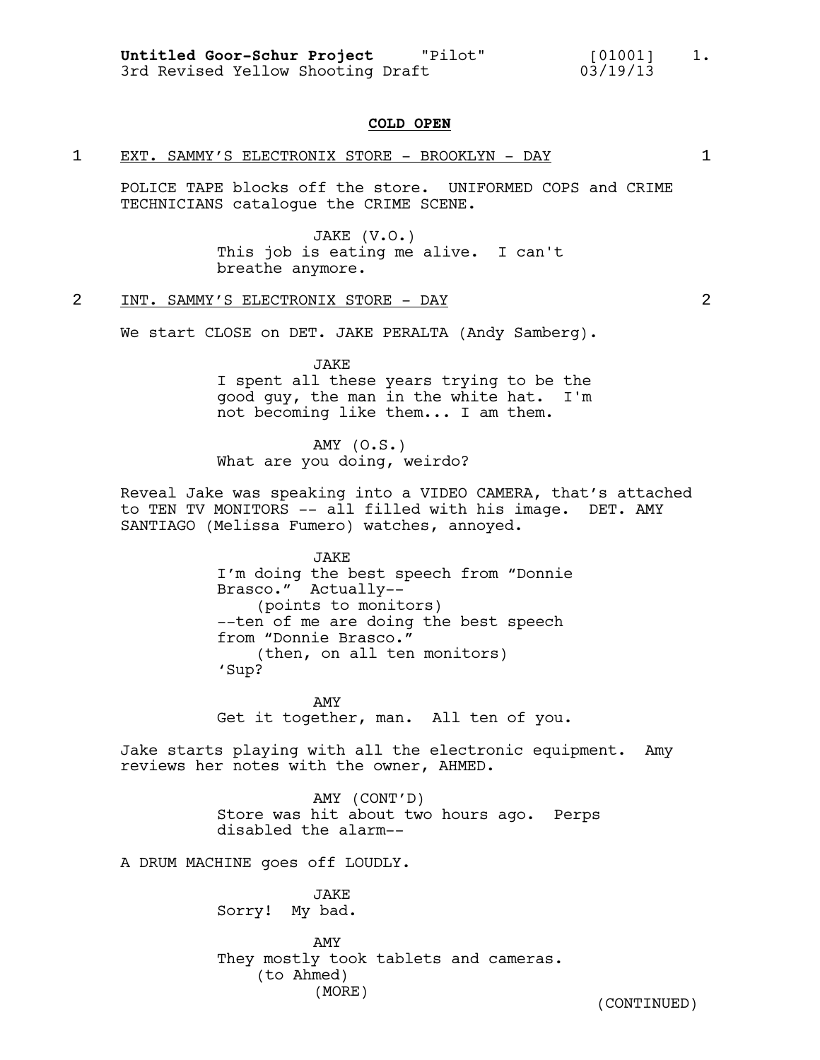**COLD OPEN**

1 EXT. SAMMY'S ELECTRONIX STORE - BROOKLYN - DAY 1

POLICE TAPE blocks off the store. UNIFORMED COPS and CRIME TECHNICIANS catalogue the CRIME SCENE.

JAKE (V.O.)
This job is eating me alive. I can't breathe anymore.

2 INT. SAMMY'S ELECTRONIX STORE - DAY 2

We start CLOSE on DET. JAKE PERALTA (Andy Samberg).

JAKE
I spent all these years trying to be the good guy, the man in the white hat. I'm not becoming like them... I am them.

AMY (O.S.)
What are you doing, weirdo?

Reveal Jake was speaking into a VIDEO CAMERA, that's attached to TEN TV MONITORS -- all filled with his image. DET. AMY SANTIAGO (Melissa Fumero) watches, annoyed.

JAKE
I'm doing the best speech from "Donnie Brasco." Actually--
(points to monitors)
--ten of me are doing the best speech from "Donnie Brasco."
(then, on all ten monitors)
'Sup?

AMY
Get it together, man. All ten of you.

Jake starts playing with all the electronic equipment. Amy reviews her notes with the owner, AHMED.

AMY (CONT'D)
Store was hit about two hours ago. Perps disabled the alarm--

A DRUM MACHINE goes off LOUDLY.

JAKE
Sorry! My bad.

AMY
They mostly took tablets and cameras.
(to Ahmed)
(MORE)

(CONTINUED)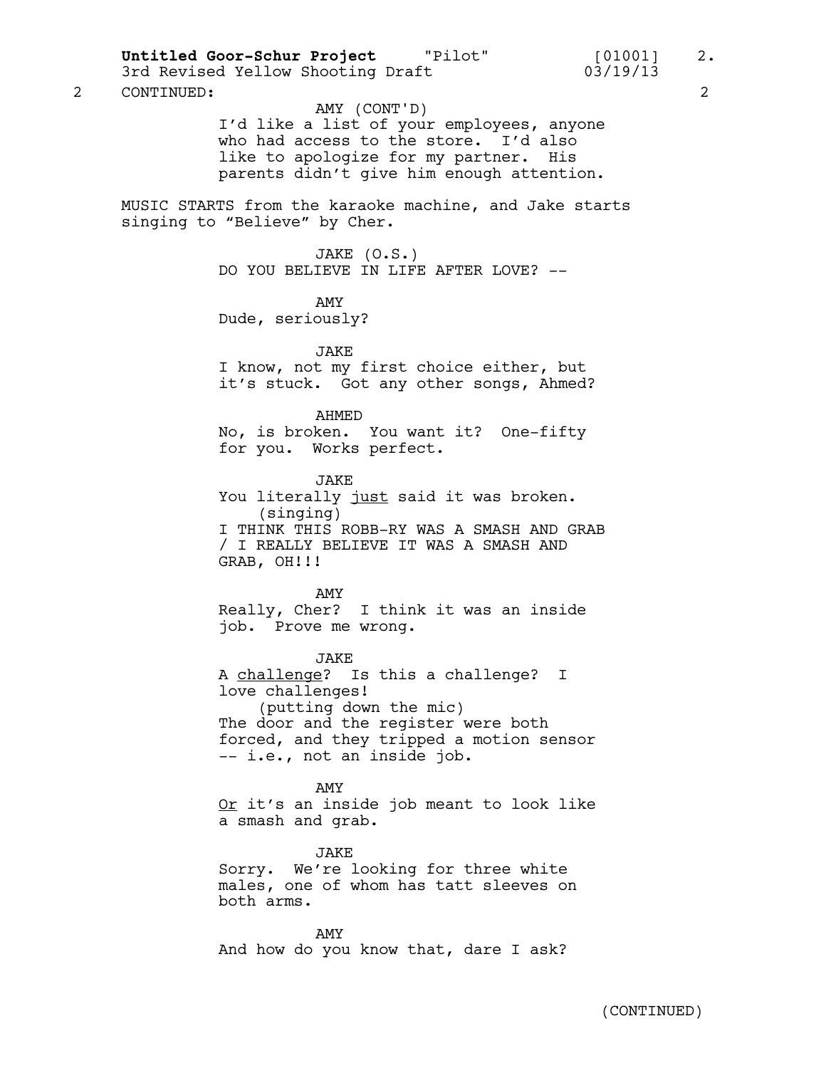2 CONTINUED: 2

AMY (CONT'D)
I'd like a list of your employees, anyone who had access to the store. I'd also like to apologize for my partner. His parents didn't give him enough attention.

MUSIC STARTS from the karaoke machine, and Jake starts singing to "Believe" by Cher.

JAKE (O.S.)
DO YOU BELIEVE IN LIFE AFTER LOVE? --

AMY
Dude, seriously?

JAKE
I know, not my first choice either, but it's stuck. Got any other songs, Ahmed?

AHMED
No, is broken. You want it? One-fifty for you. Works perfect.

JAKE
You literally <u>just</u> said it was broken.
(singing)
I THINK THIS ROBB-RY WAS A SMASH AND GRAB / I REALLY BELIEVE IT WAS A SMASH AND GRAB, OH!!!

AMY
Really, Cher? I think it was an inside job. Prove me wrong.

JAKE
A <u>challenge</u>? Is this a challenge? I love challenges!
(putting down the mic)
The door and the register were both forced, and they tripped a motion sensor -- i.e., not an inside job.

AMY
<u>Or</u> it's an inside job meant to look like a smash and grab.

JAKE
Sorry. We're looking for three white males, one of whom has tatt sleeves on both arms.

AMY
And how do you know that, dare I ask?

(CONTINUED)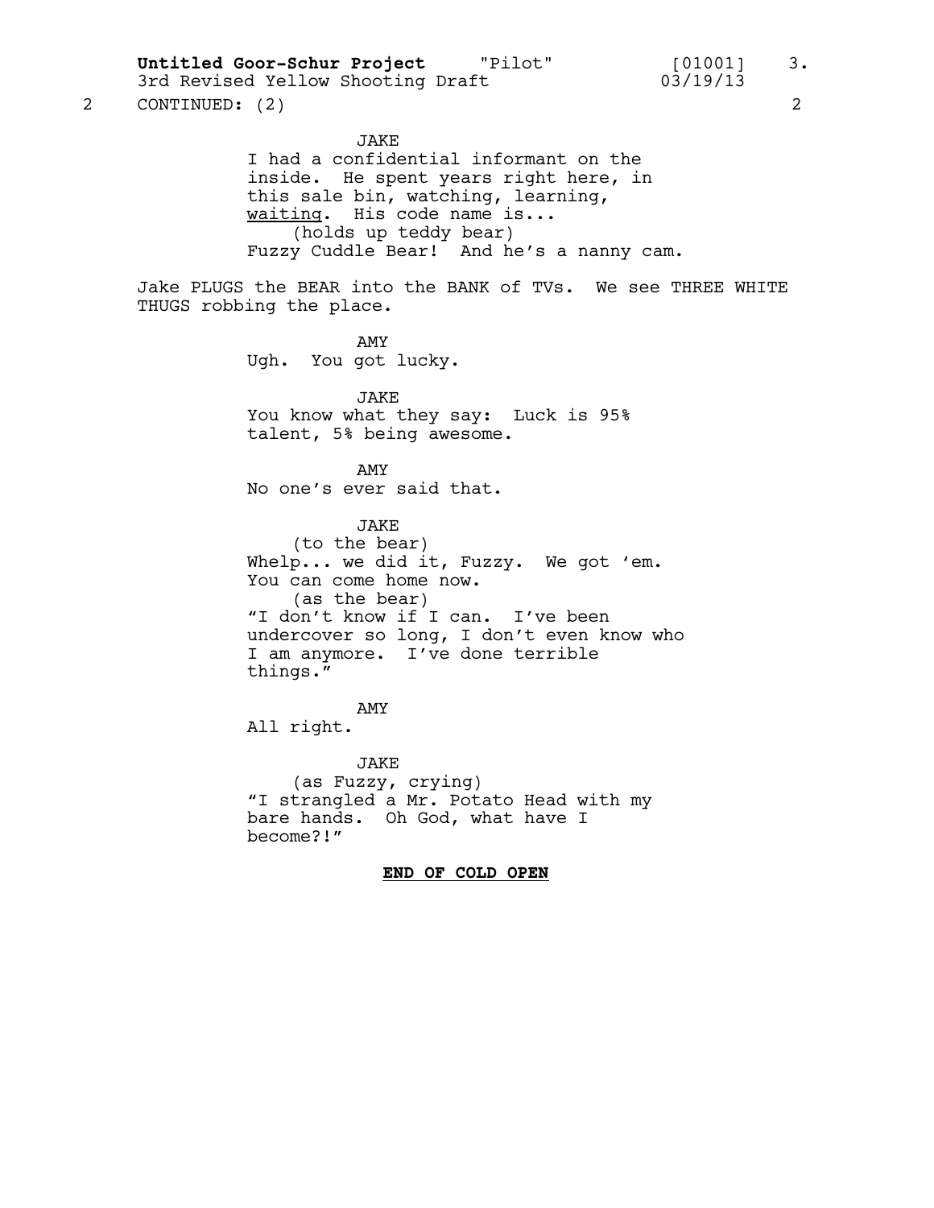2 CONTINUED: (2) 2

JAKE
I had a confidential informant on the inside. He spent years right here, in this sale bin, watching, learning, <u>waiting</u>. His code name is...
(holds up teddy bear)
Fuzzy Cuddle Bear! And he's a nanny cam.

Jake PLUGS the BEAR into the BANK of TVs. We see THREE WHITE THUGS robbing the place.

AMY
Ugh. You got lucky.

JAKE
You know what they say: Luck is 95% talent, 5% being awesome.

AMY
No one's ever said that.

JAKE
(to the bear)
Whelp... we did it, Fuzzy. We got 'em. You can come home now.
(as the bear)
"I don't know if I can. I've been undercover so long, I don't even know who I am anymore. I've done terrible things."

AMY
All right.

JAKE
(as Fuzzy, crying)
"I strangled a Mr. Potato Head with my bare hands. Oh God, what have I become?!"

**END OF COLD OPEN**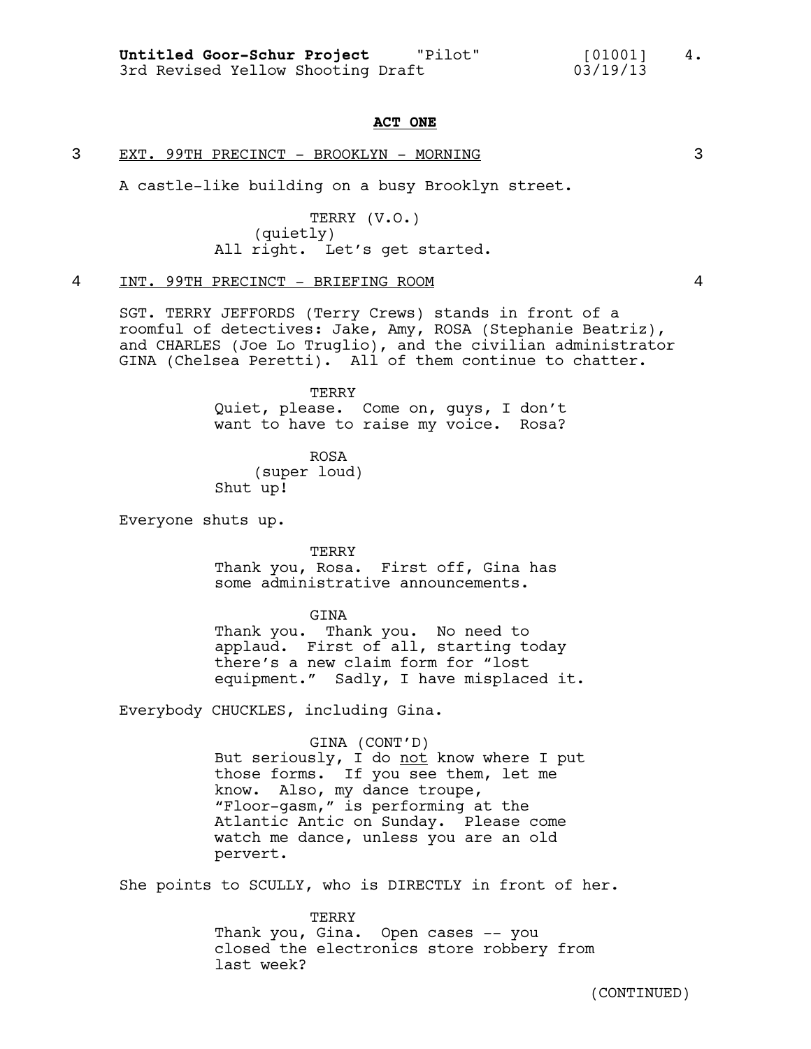**ACT ONE**

3 EXT. 99TH PRECINCT - BROOKLYN - MORNING 3

A castle-like building on a busy Brooklyn street.

TERRY (V.O.)
(quietly)
All right. Let's get started.

4 INT. 99TH PRECINCT - BRIEFING ROOM 4

SGT. TERRY JEFFORDS (Terry Crews) stands in front of a roomful of detectives: Jake, Amy, ROSA (Stephanie Beatriz), and CHARLES (Joe Lo Truglio), and the civilian administrator GINA (Chelsea Peretti). All of them continue to chatter.

TERRY
Quiet, please. Come on, guys, I don't want to have to raise my voice. Rosa?

ROSA
(super loud)
Shut up!

Everyone shuts up.

TERRY
Thank you, Rosa. First off, Gina has some administrative announcements.

GINA
Thank you. Thank you. No need to applaud. First of all, starting today there's a new claim form for "lost equipment." Sadly, I have misplaced it.

Everybody CHUCKLES, including Gina.

GINA (CONT'D)
But seriously, I do not know where I put those forms. If you see them, let me know. Also, my dance troupe, "Floor-gasm," is performing at the Atlantic Antic on Sunday. Please come watch me dance, unless you are an old pervert.

She points to SCULLY, who is DIRECTLY in front of her.

TERRY
Thank you, Gina. Open cases -- you closed the electronics store robbery from last week?

(CONTINUED)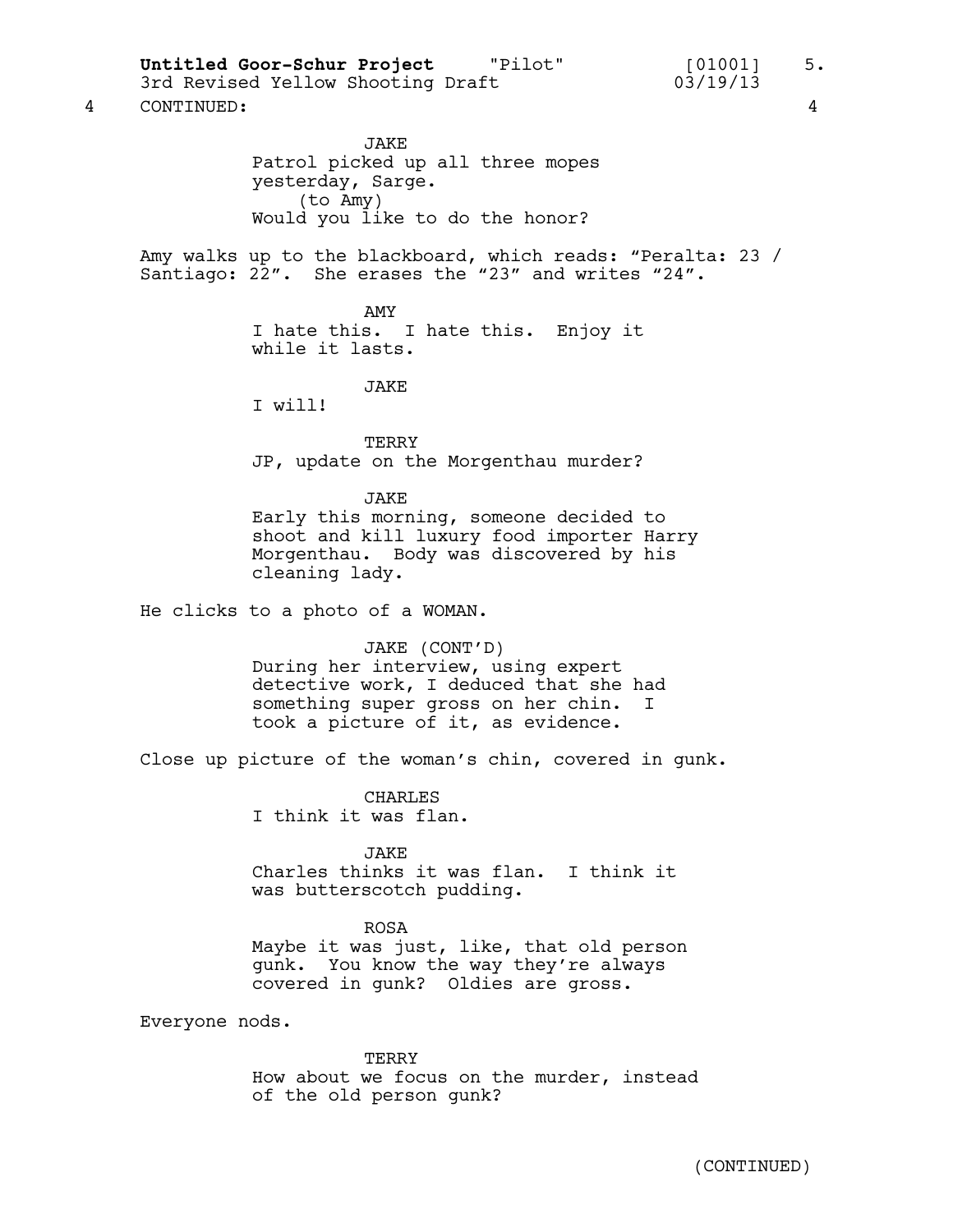4 CONTINUED: 4

JAKE
Patrol picked up all three mopes yesterday, Sarge.
(to Amy)
Would you like to do the honor?

Amy walks up to the blackboard, which reads: "Peralta: 23 / Santiago: 22". She erases the "23" and writes "24".

AMY
I hate this. I hate this. Enjoy it while it lasts.

JAKE
I will!

TERRY
JP, update on the Morgenthau murder?

JAKE
Early this morning, someone decided to shoot and kill luxury food importer Harry Morgenthau. Body was discovered by his cleaning lady.

He clicks to a photo of a WOMAN.

JAKE (CONT'D)
During her interview, using expert detective work, I deduced that she had something super gross on her chin. I took a picture of it, as evidence.

Close up picture of the woman's chin, covered in gunk.

CHARLES
I think it was flan.

JAKE
Charles thinks it was flan. I think it was butterscotch pudding.

ROSA
Maybe it was just, like, that old person gunk. You know the way they're always covered in gunk? Oldies are gross.

Everyone nods.

TERRY
How about we focus on the murder, instead of the old person gunk?

(CONTINUED)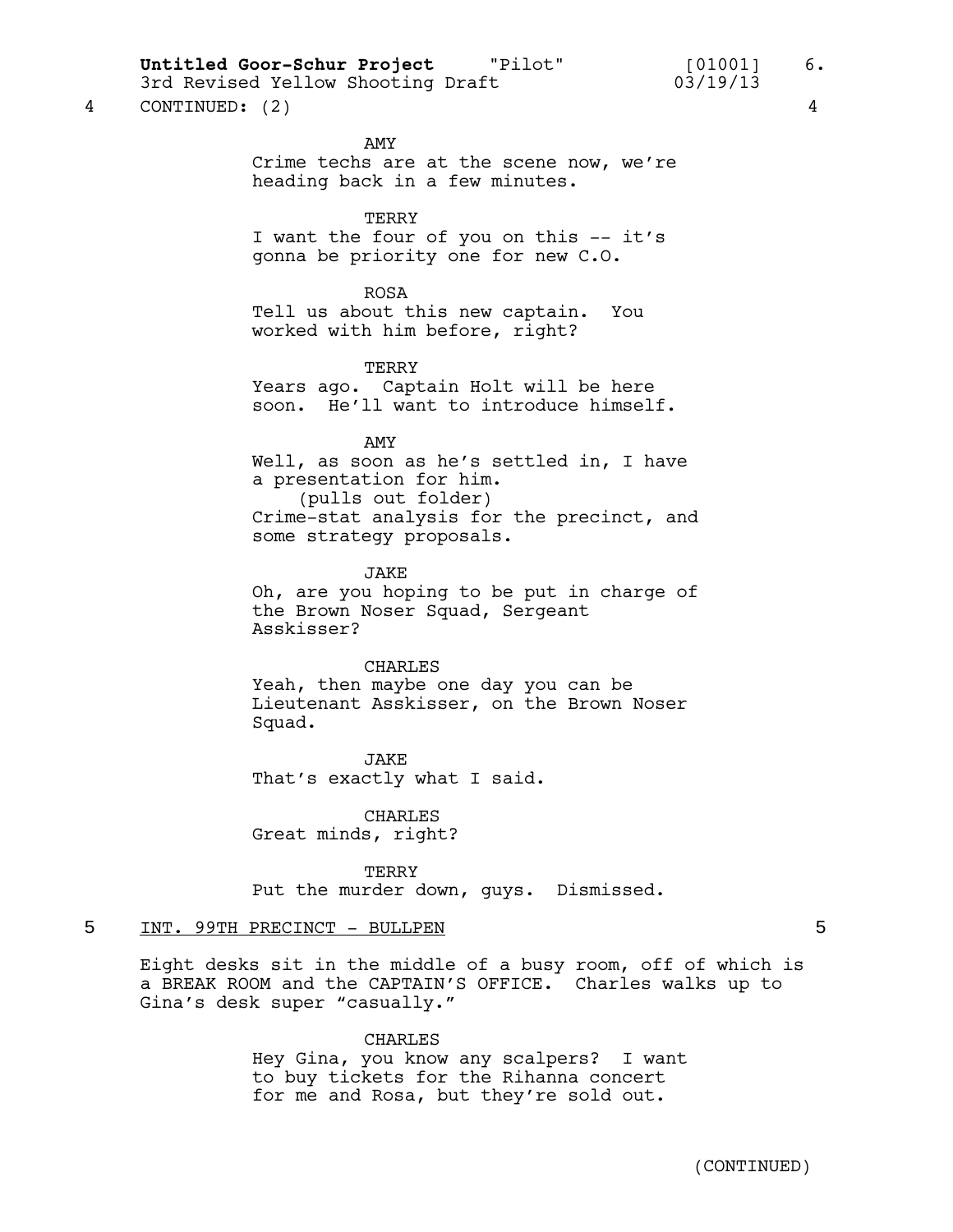4 CONTINUED: (2) 4

AMY
Crime techs are at the scene now, we're heading back in a few minutes.

TERRY
I want the four of you on this -- it's gonna be priority one for new C.O.

ROSA
Tell us about this new captain. You worked with him before, right?

TERRY
Years ago. Captain Holt will be here soon. He'll want to introduce himself.

AMY
Well, as soon as he's settled in, I have a presentation for him.
(pulls out folder)
Crime-stat analysis for the precinct, and some strategy proposals.

JAKE
Oh, are you hoping to be put in charge of the Brown Noser Squad, Sergeant Asskisser?

CHARLES
Yeah, then maybe one day you can be Lieutenant Asskisser, on the Brown Noser Squad.

JAKE
That's exactly what I said.

CHARLES
Great minds, right?

TERRY
Put the murder down, guys. Dismissed.

5 INT. 99TH PRECINCT - BULLPEN 5

Eight desks sit in the middle of a busy room, off of which is a BREAK ROOM and the CAPTAIN'S OFFICE. Charles walks up to Gina's desk super "casually."

CHARLES
Hey Gina, you know any scalpers? I want to buy tickets for the Rihanna concert for me and Rosa, but they're sold out.

(CONTINUED)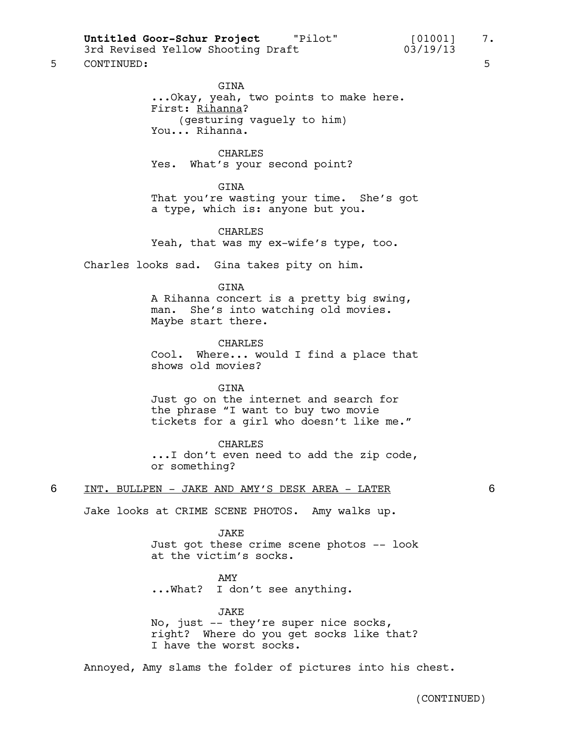5 CONTINUED: 5

GINA
...Okay, yeah, two points to make here.
First: <u>Rihanna</u>?
(gesturing vaguely to him)
You... Rihanna.

CHARLES
Yes. What's your second point?

GINA
That you're wasting your time. She's got a type, which is: anyone but you.

CHARLES
Yeah, that was my ex-wife's type, too.

Charles looks sad. Gina takes pity on him.

GINA
A Rihanna concert is a pretty big swing, man. She's into watching old movies. Maybe start there.

CHARLES
Cool. Where... would I find a place that shows old movies?

GINA
Just go on the internet and search for the phrase "I want to buy two movie tickets for a girl who doesn't like me."

CHARLES
...I don't even need to add the zip code, or something?

6 <u>INT. BULLPEN - JAKE AND AMY'S DESK AREA - LATER</u> 6

Jake looks at CRIME SCENE PHOTOS. Amy walks up.

JAKE
Just got these crime scene photos -- look at the victim's socks.

AMY
...What? I don't see anything.

JAKE
No, just -- they're super nice socks, right? Where do you get socks like that? I have the worst socks.

Annoyed, Amy slams the folder of pictures into his chest.

(CONTINUED)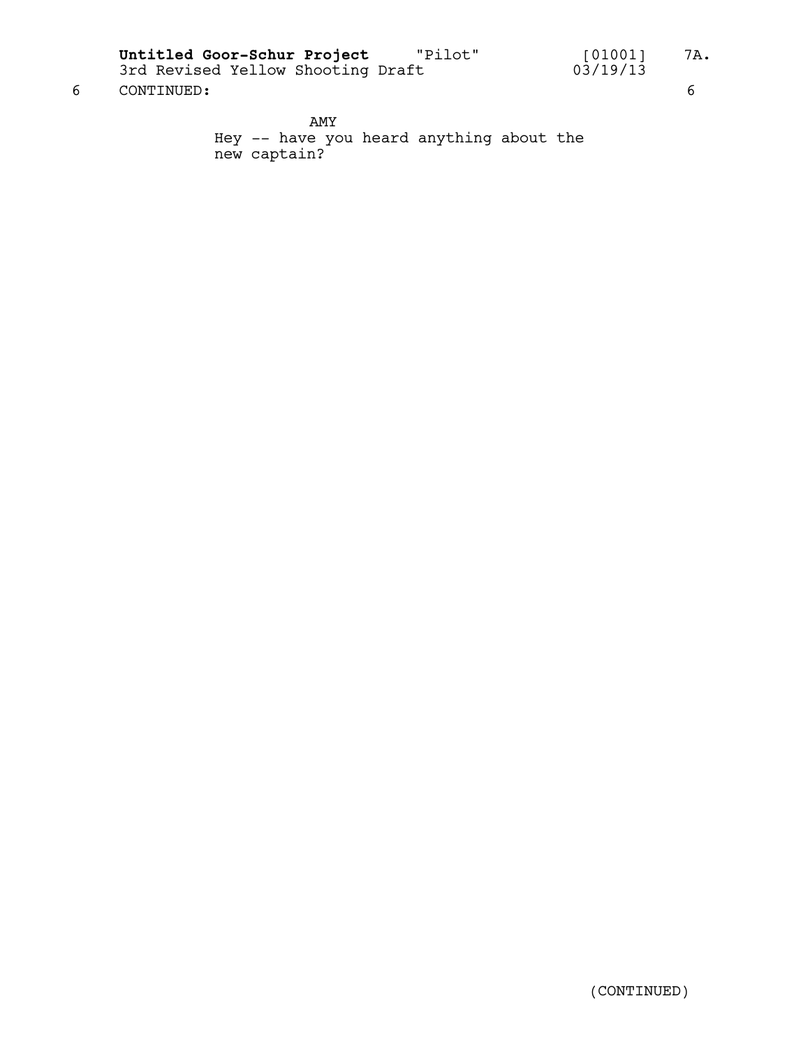6 CONTINUED: 6

AMY
Hey -- have you heard anything about the new captain?

(CONTINUED)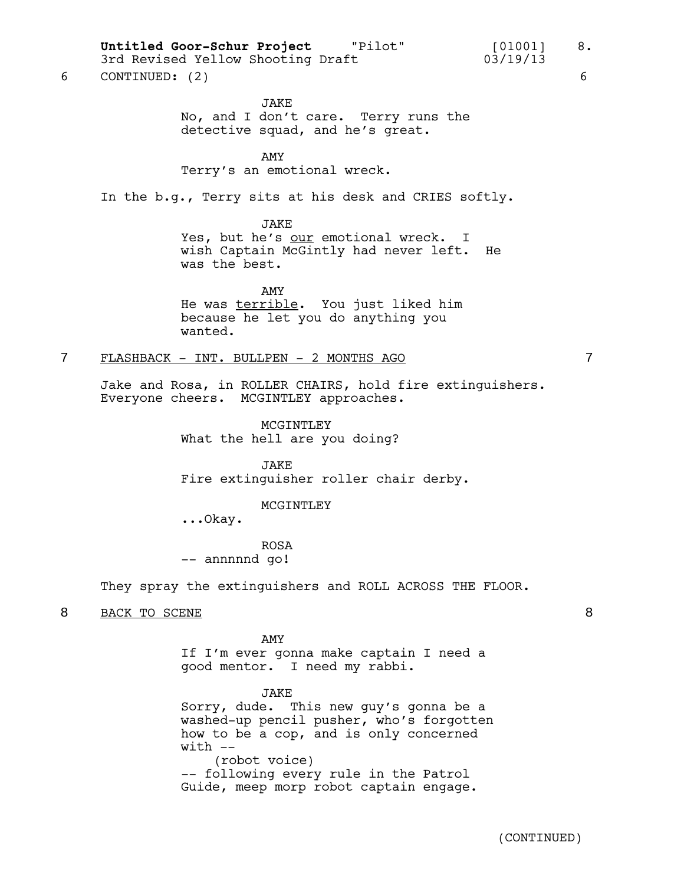6 CONTINUED: (2) 6

JAKE
No, and I don't care. Terry runs the detective squad, and he's great.

AMY
Terry's an emotional wreck.

In the b.g., Terry sits at his desk and CRIES softly.

JAKE
Yes, but he's _our_ emotional wreck. I wish Captain McGintly had never left. He was the best.

AMY
He was _terrible_. You just liked him because he let you do anything you wanted.

7 _FLASHBACK - INT. BULLPEN - 2 MONTHS AGO_ 7

Jake and Rosa, in ROLLER CHAIRS, hold fire extinguishers. Everyone cheers. MCGINTLEY approaches.

MCGINTLEY
What the hell are you doing?

JAKE
Fire extinguisher roller chair derby.

MCGINTLEY
...Okay.

ROSA
-- annnnnd go!

They spray the extinguishers and ROLL ACROSS THE FLOOR.

8 _BACK TO SCENE_ 8

AMY
If I'm ever gonna make captain I need a good mentor. I need my rabbi.

JAKE
Sorry, dude. This new guy's gonna be a washed-up pencil pusher, who's forgotten how to be a cop, and is only concerned with --
(robot voice)
-- following every rule in the Patrol Guide, meep morp robot captain engage.

(CONTINUED)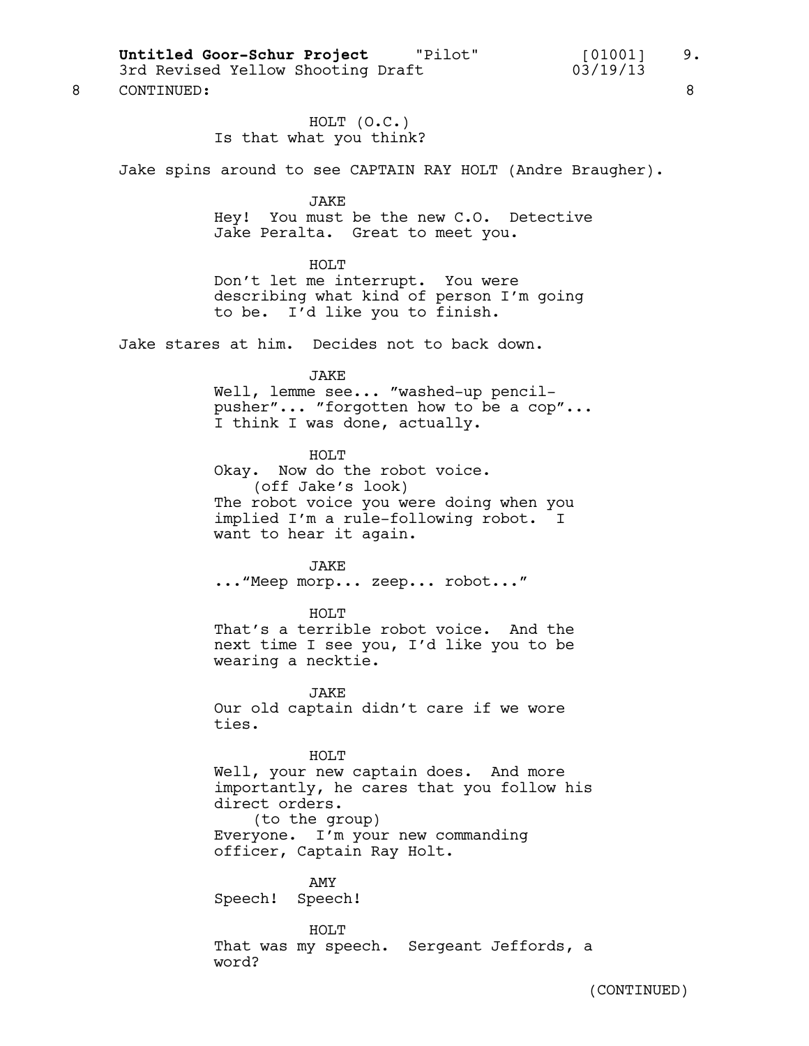8 CONTINUED: 8

HOLT (O.C.)
Is that what you think?

Jake spins around to see CAPTAIN RAY HOLT (Andre Braugher).

JAKE
Hey! You must be the new C.O. Detective Jake Peralta. Great to meet you.

HOLT
Don't let me interrupt. You were describing what kind of person I'm going to be. I'd like you to finish.

Jake stares at him. Decides not to back down.

JAKE
Well, lemme see... "washed-up pencil-pusher"... "forgotten how to be a cop"... I think I was done, actually.

HOLT
Okay. Now do the robot voice.
(off Jake's look)
The robot voice you were doing when you implied I'm a rule-following robot. I want to hear it again.

JAKE
..."Meep morp... zeep... robot..."

HOLT
That's a terrible robot voice. And the next time I see you, I'd like you to be wearing a necktie.

JAKE
Our old captain didn't care if we wore ties.

HOLT
Well, your new captain does. And more importantly, he cares that you follow his direct orders.
(to the group)
Everyone. I'm your new commanding officer, Captain Ray Holt.

AMY
Speech! Speech!

HOLT
That was my speech. Sergeant Jeffords, a word?

(CONTINUED)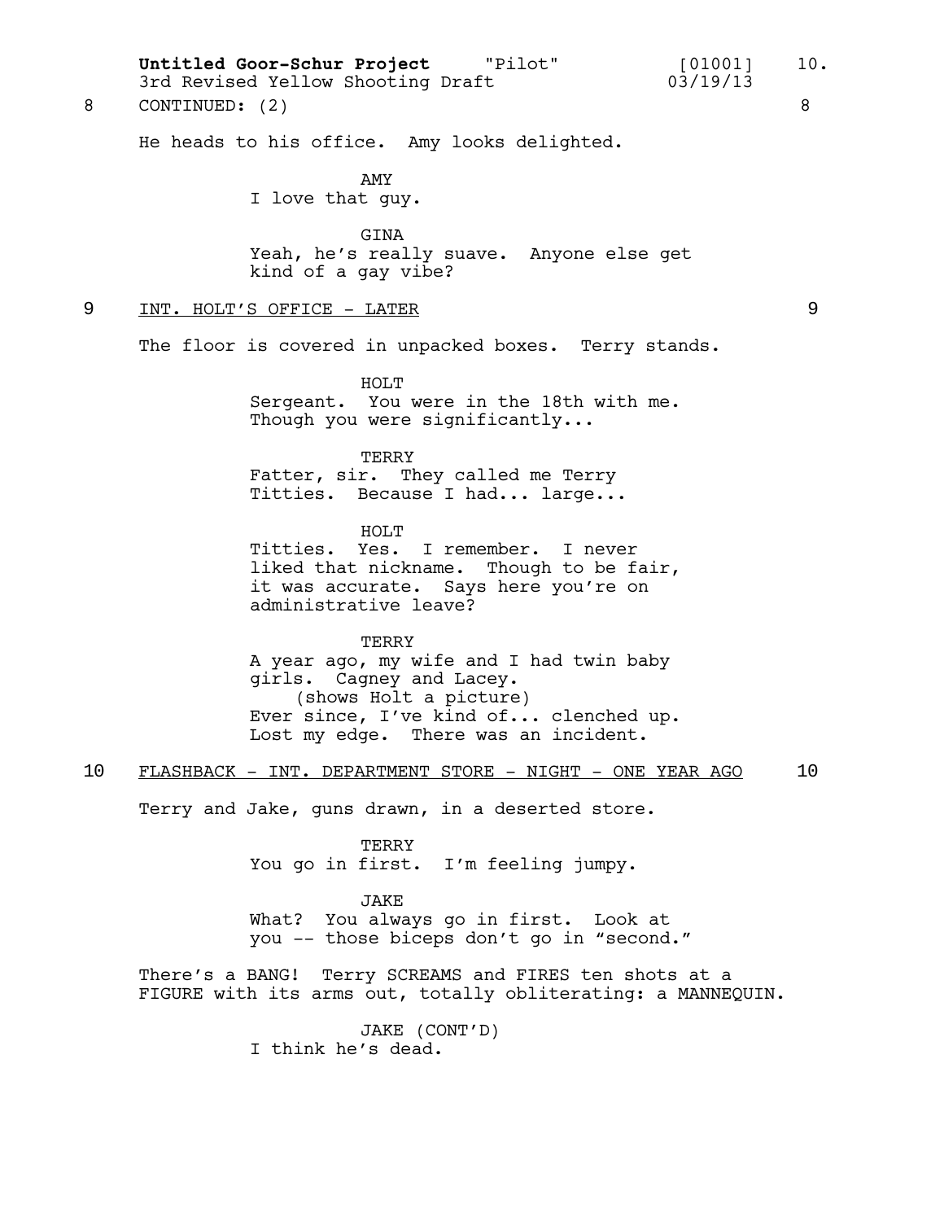8 CONTINUED: (2) 8

He heads to his office. Amy looks delighted.

AMY
I love that guy.

GINA
Yeah, he's really suave. Anyone else get kind of a gay vibe?

9 INT. HOLT'S OFFICE - LATER 9

The floor is covered in unpacked boxes. Terry stands.

HOLT
Sergeant. You were in the 18th with me. Though you were significantly...

TERRY
Fatter, sir. They called me Terry Titties. Because I had... large...

HOLT
Titties. Yes. I remember. I never liked that nickname. Though to be fair, it was accurate. Says here you're on administrative leave?

TERRY
A year ago, my wife and I had twin baby girls. Cagney and Lacey.
(shows Holt a picture)
Ever since, I've kind of... clenched up. Lost my edge. There was an incident.

10 FLASHBACK - INT. DEPARTMENT STORE - NIGHT - ONE YEAR AGO 10

Terry and Jake, guns drawn, in a deserted store.

TERRY
You go in first. I'm feeling jumpy.

JAKE
What? You always go in first. Look at you -- those biceps don't go in "second."

There's a BANG! Terry SCREAMS and FIRES ten shots at a FIGURE with its arms out, totally obliterating: a MANNEQUIN.

JAKE (CONT'D)
I think he's dead.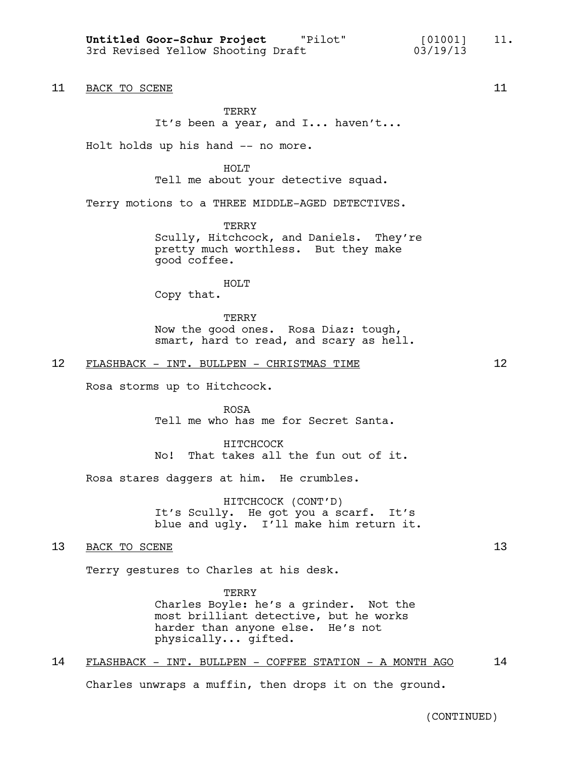11 BACK TO SCENE 11

TERRY
It's been a year, and I... haven't...

Holt holds up his hand -- no more.

HOLT
Tell me about your detective squad.

Terry motions to a THREE MIDDLE-AGED DETECTIVES.

TERRY
Scully, Hitchcock, and Daniels. They're pretty much worthless. But they make good coffee.

HOLT
Copy that.

TERRY
Now the good ones. Rosa Diaz: tough, smart, hard to read, and scary as hell.

12 FLASHBACK - INT. BULLPEN - CHRISTMAS TIME 12

Rosa storms up to Hitchcock.

ROSA
Tell me who has me for Secret Santa.

HITCHCOCK
No! That takes all the fun out of it.

Rosa stares daggers at him. He crumbles.

HITCHCOCK (CONT'D)
It's Scully. He got you a scarf. It's blue and ugly. I'll make him return it.

13 BACK TO SCENE 13

Terry gestures to Charles at his desk.

TERRY
Charles Boyle: he's a grinder. Not the most brilliant detective, but he works harder than anyone else. He's not physically... gifted.

14 FLASHBACK - INT. BULLPEN - COFFEE STATION - A MONTH AGO 14

Charles unwraps a muffin, then drops it on the ground.

(CONTINUED)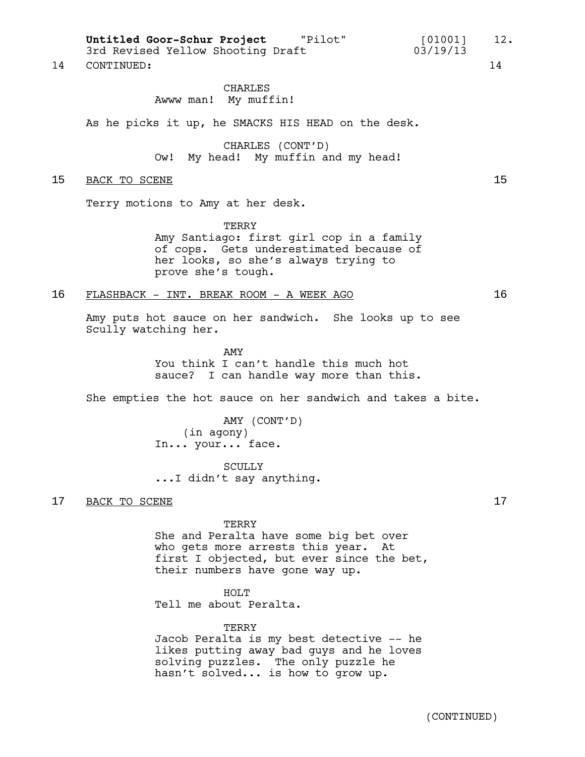14 CONTINUED: 14

CHARLES
Awww man! My muffin!

As he picks it up, he SMACKS HIS HEAD on the desk.

CHARLES (CONT'D)
Ow! My head! My muffin and my head!

15 BACK TO SCENE 15

Terry motions to Amy at her desk.

TERRY
Amy Santiago: first girl cop in a family of cops. Gets underestimated because of her looks, so she's always trying to prove she's tough.

16 FLASHBACK - INT. BREAK ROOM - A WEEK AGO 16

Amy puts hot sauce on her sandwich. She looks up to see Scully watching her.

AMY
You think I can't handle this much hot sauce? I can handle way more than this.

She empties the hot sauce on her sandwich and takes a bite.

AMY (CONT'D)
(in agony)
In... your... face.

SCULLY
...I didn't say anything.

17 BACK TO SCENE 17

TERRY
She and Peralta have some big bet over who gets more arrests this year. At first I objected, but ever since the bet, their numbers have gone way up.

HOLT
Tell me about Peralta.

TERRY
Jacob Peralta is my best detective -- he likes putting away bad guys and he loves solving puzzles. The only puzzle he hasn't solved... is how to grow up.

(CONTINUED)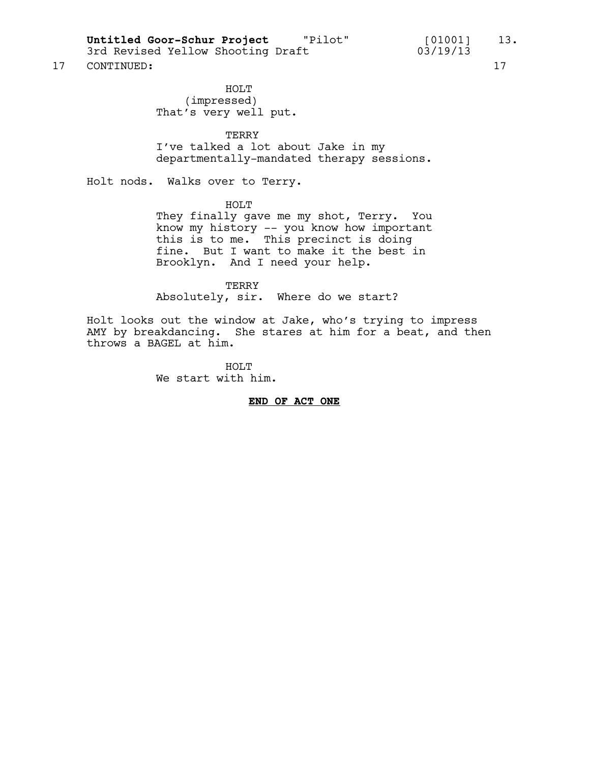17 CONTINUED: 17

HOLT
(impressed)
That's very well put.

TERRY
I've talked a lot about Jake in my departmentally-mandated therapy sessions.

Holt nods. Walks over to Terry.

HOLT
They finally gave me my shot, Terry. You know my history -- you know how important this is to me. This precinct is doing fine. But I want to make it the best in Brooklyn. And I need your help.

TERRY
Absolutely, sir. Where do we start?

Holt looks out the window at Jake, who's trying to impress AMY by breakdancing. She stares at him for a beat, and then throws a BAGEL at him.

HOLT
We start with him.

**END OF ACT ONE**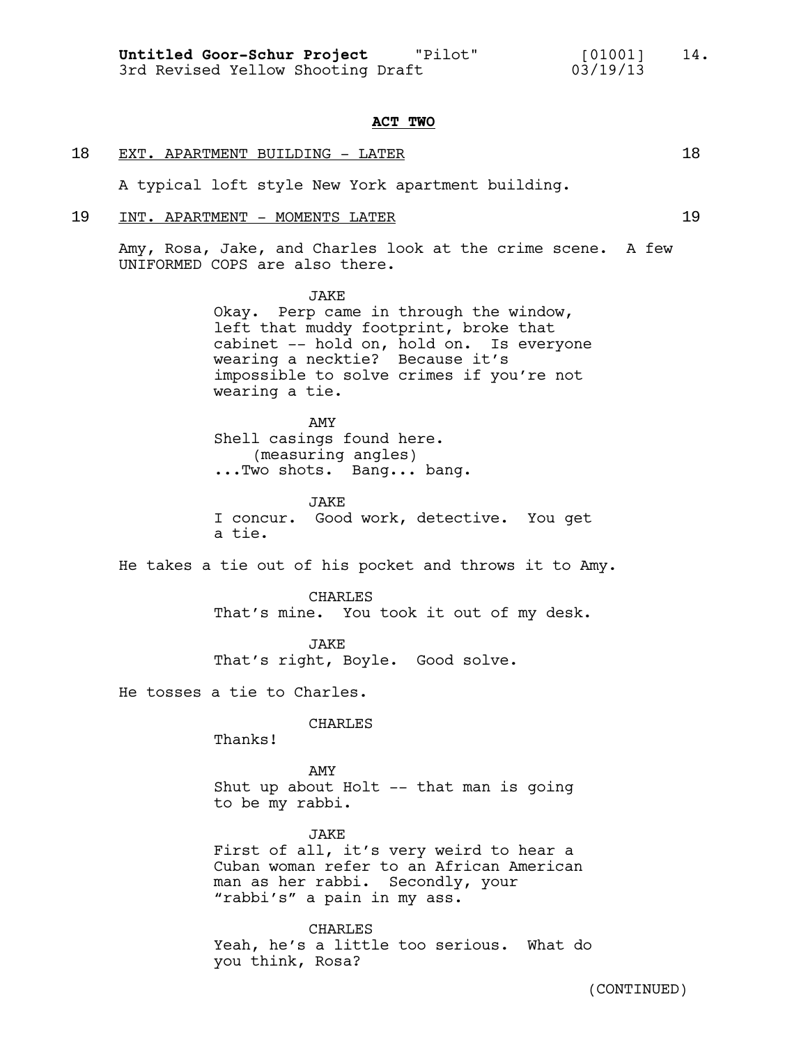**ACT TWO**

18 EXT. APARTMENT BUILDING - LATER 18

A typical loft style New York apartment building.

19 INT. APARTMENT - MOMENTS LATER 19

Amy, Rosa, Jake, and Charles look at the crime scene. A few UNIFORMED COPS are also there.

JAKE
Okay. Perp came in through the window, left that muddy footprint, broke that cabinet -- hold on, hold on. Is everyone wearing a necktie? Because it's impossible to solve crimes if you're not wearing a tie.

AMY
Shell casings found here.
(measuring angles)
...Two shots. Bang... bang.

JAKE
I concur. Good work, detective. You get a tie.

He takes a tie out of his pocket and throws it to Amy.

CHARLES
That's mine. You took it out of my desk.

JAKE
That's right, Boyle. Good solve.

He tosses a tie to Charles.

CHARLES
Thanks!

AMY
Shut up about Holt -- that man is going to be my rabbi.

JAKE
First of all, it's very weird to hear a Cuban woman refer to an African American man as her rabbi. Secondly, your "rabbi's" a pain in my ass.

CHARLES
Yeah, he's a little too serious. What do you think, Rosa?

(CONTINUED)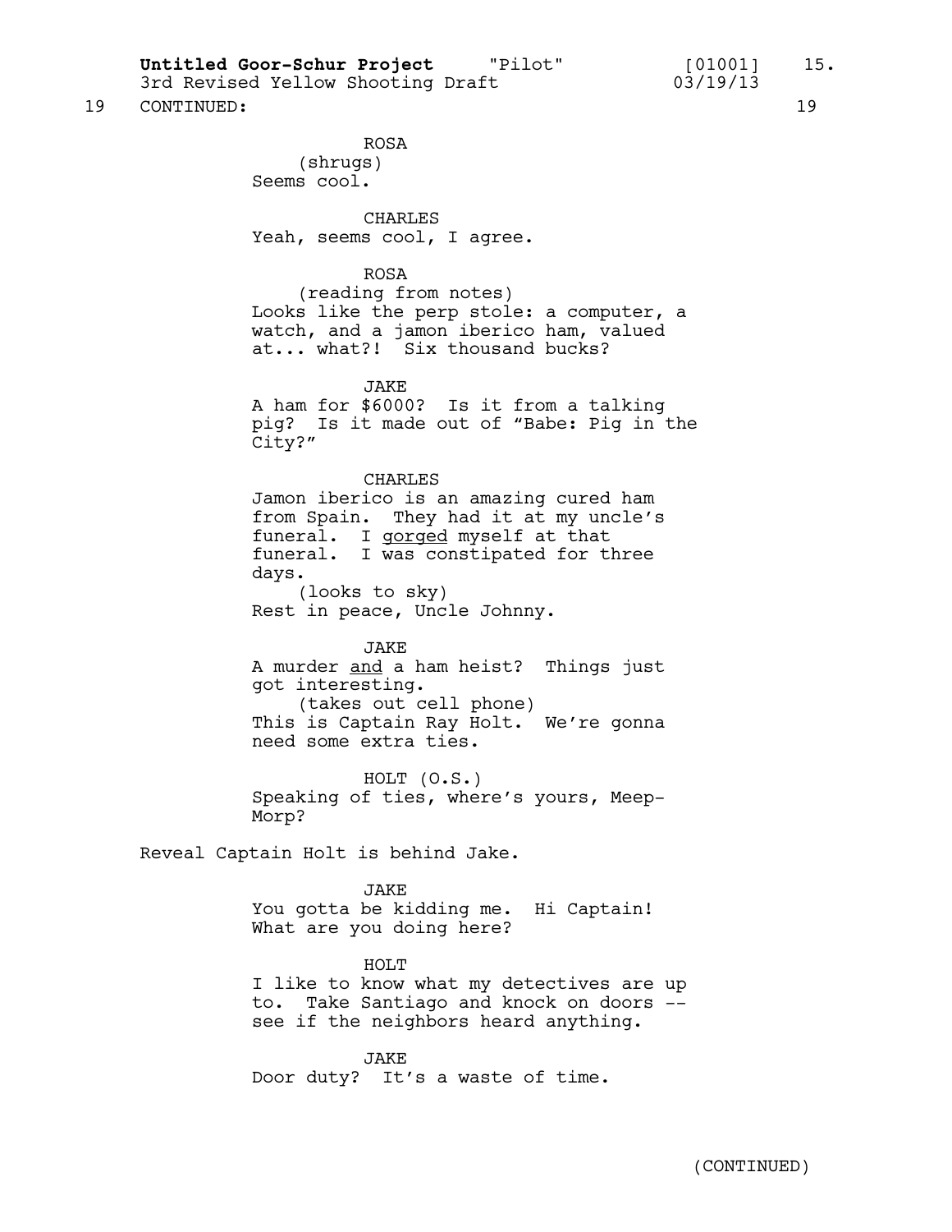19 CONTINUED: 19

ROSA
(shrugs)
Seems cool.

CHARLES
Yeah, seems cool, I agree.

ROSA
(reading from notes)
Looks like the perp stole: a computer, a watch, and a jamon iberico ham, valued at... what?! Six thousand bucks?

JAKE
A ham for $6000? Is it from a talking pig? Is it made out of “Babe: Pig in the City?”

CHARLES
Jamon iberico is an amazing cured ham from Spain. They had it at my uncle’s funeral. I <u>gorged</u> myself at that funeral. I was constipated for three days.
(looks to sky)
Rest in peace, Uncle Johnny.

JAKE
A murder <u>and</u> a ham heist? Things just got interesting.
(takes out cell phone)
This is Captain Ray Holt. We’re gonna need some extra ties.

HOLT (O.S.)
Speaking of ties, where’s yours, Meep-Morp?

Reveal Captain Holt is behind Jake.

JAKE
You gotta be kidding me. Hi Captain! What are you doing here?

HOLT
I like to know what my detectives are up to. Take Santiago and knock on doors -- see if the neighbors heard anything.

JAKE
Door duty? It’s a waste of time.

(CONTINUED)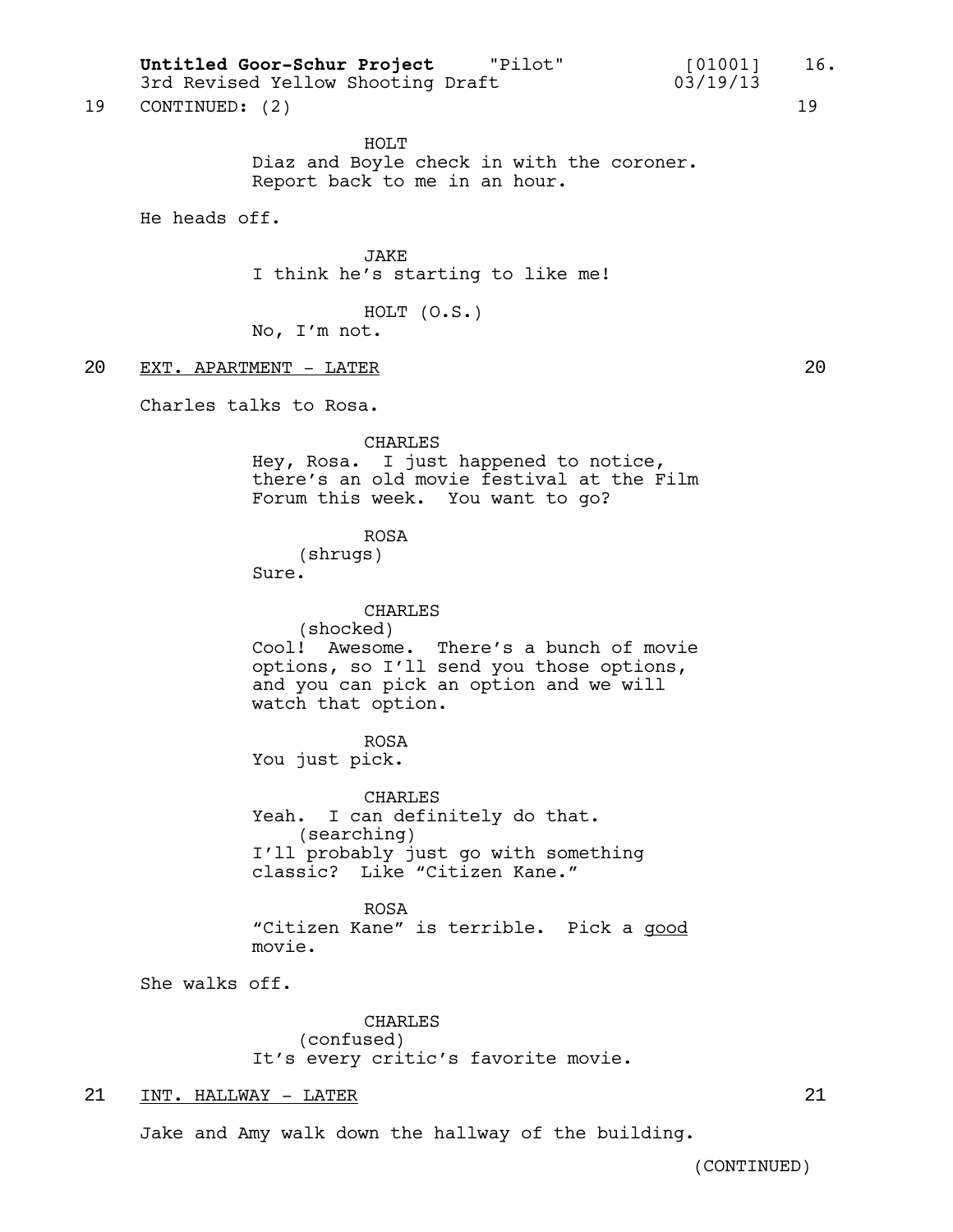19 CONTINUED: (2) 19

HOLT
Diaz and Boyle check in with the coroner. Report back to me in an hour.

He heads off.

JAKE
I think he's starting to like me!

HOLT (O.S.)
No, I'm not.

20 EXT. APARTMENT - LATER 20

Charles talks to Rosa.

CHARLES
Hey, Rosa. I just happened to notice, there's an old movie festival at the Film Forum this week. You want to go?

ROSA
(shrugs)
Sure.

CHARLES
(shocked)
Cool! Awesome. There's a bunch of movie options, so I'll send you those options, and you can pick an option and we will watch that option.

ROSA
You just pick.

CHARLES
Yeah. I can definitely do that.
(searching)
I'll probably just go with something classic? Like "Citizen Kane."

ROSA
"Citizen Kane" is terrible. Pick a good movie.

She walks off.

CHARLES
(confused)
It's every critic's favorite movie.

21 INT. HALLWAY - LATER 21

Jake and Amy walk down the hallway of the building.

(CONTINUED)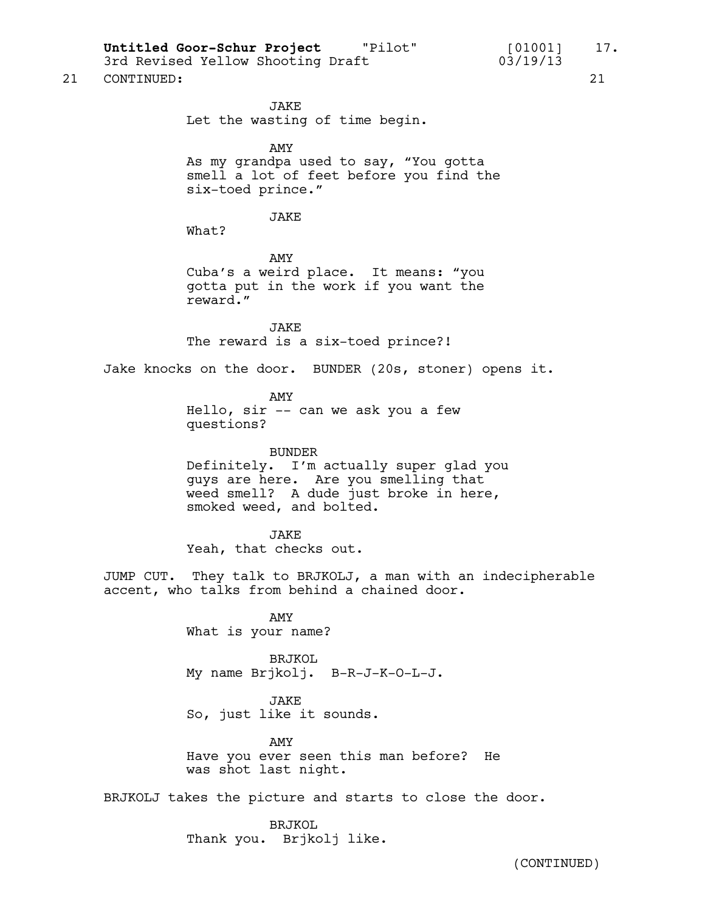21 CONTINUED: 21

JAKE
Let the wasting of time begin.

AMY
As my grandpa used to say, “You gotta smell a lot of feet before you find the six-toed prince.”

JAKE
What?

AMY
Cuba’s a weird place. It means: “you gotta put in the work if you want the reward.”

JAKE
The reward is a six-toed prince?!

Jake knocks on the door. BUNDER (20s, stoner) opens it.

AMY
Hello, sir -- can we ask you a few questions?

BUNDER
Definitely. I’m actually super glad you guys are here. Are you smelling that weed smell? A dude just broke in here, smoked weed, and bolted.

JAKE
Yeah, that checks out.

JUMP CUT. They talk to BRJKOLJ, a man with an indecipherable accent, who talks from behind a chained door.

AMY
What is your name?

BRJKOL
My name Brjkolj. B-R-J-K-O-L-J.

JAKE
So, just like it sounds.

AMY
Have you ever seen this man before? He was shot last night.

BRJKOLJ takes the picture and starts to close the door.

BRJKOL
Thank you. Brjkolj like.

(CONTINUED)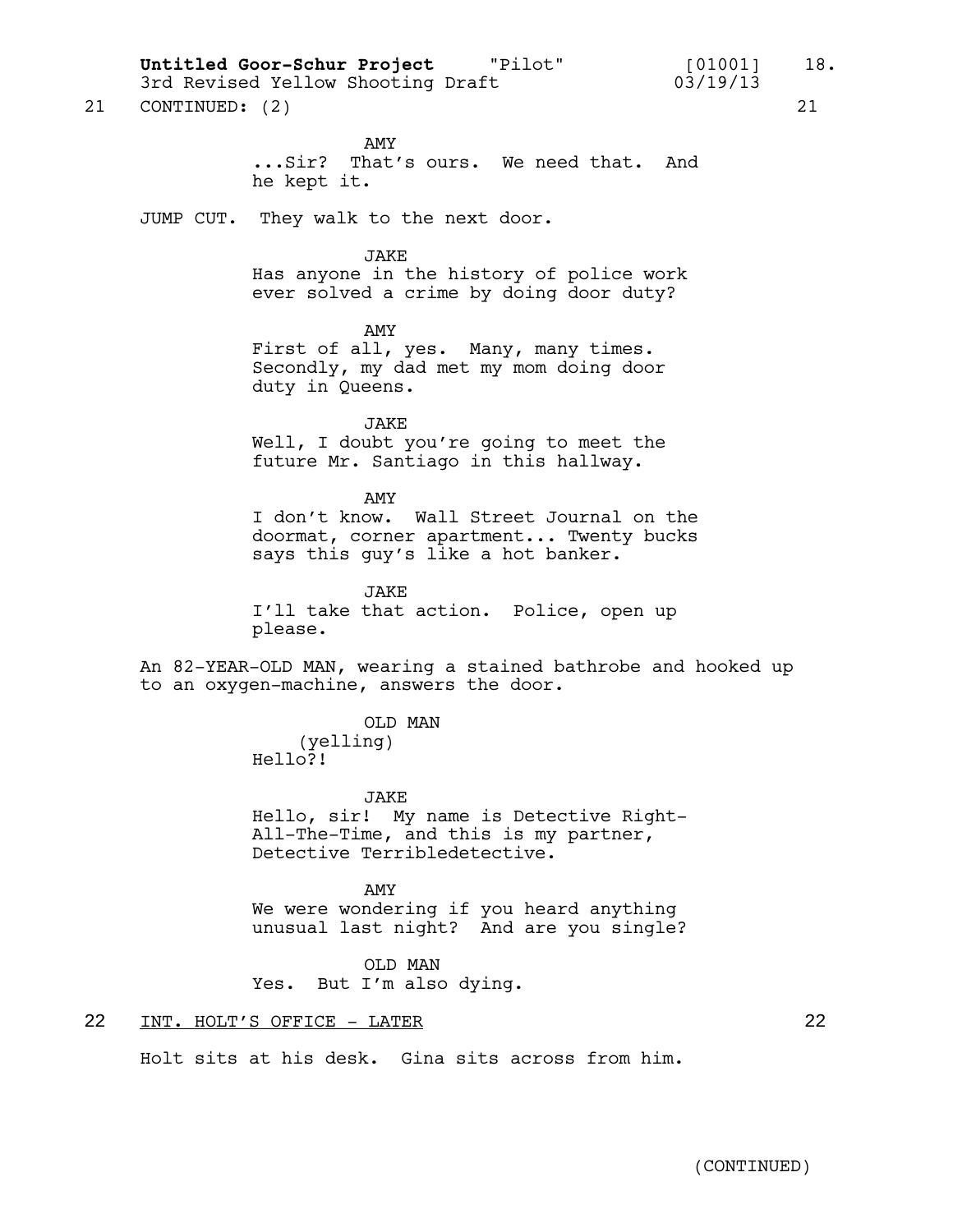21 CONTINUED: (2) 21

AMY
...Sir? That's ours. We need that. And he kept it.

JUMP CUT. They walk to the next door.

JAKE
Has anyone in the history of police work ever solved a crime by doing door duty?

AMY
First of all, yes. Many, many times. Secondly, my dad met my mom doing door duty in Queens.

JAKE
Well, I doubt you're going to meet the future Mr. Santiago in this hallway.

AMY
I don't know. Wall Street Journal on the doormat, corner apartment... Twenty bucks says this guy's like a hot banker.

JAKE
I'll take that action. Police, open up please.

An 82-YEAR-OLD MAN, wearing a stained bathrobe and hooked up to an oxygen-machine, answers the door.

OLD MAN
(yelling)
Hello?!

JAKE
Hello, sir! My name is Detective Right-All-The-Time, and this is my partner, Detective Terribledetective.

AMY
We were wondering if you heard anything unusual last night? And are you single?

OLD MAN
Yes. But I'm also dying.

22 INT. HOLT'S OFFICE - LATER 22

Holt sits at his desk. Gina sits across from him.

(CONTINUED)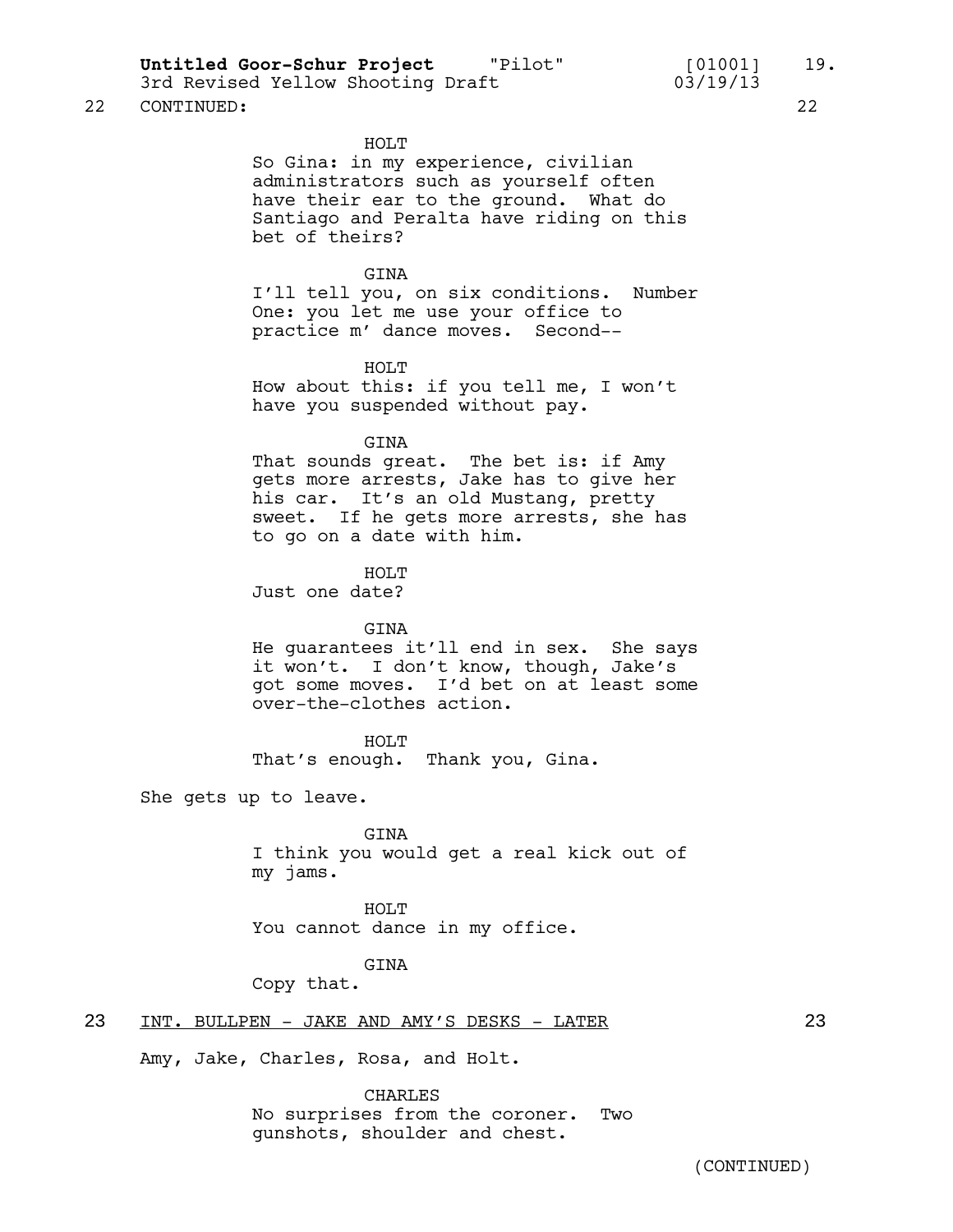22 CONTINUED: 22

HOLT
So Gina: in my experience, civilian administrators such as yourself often have their ear to the ground. What do Santiago and Peralta have riding on this bet of theirs?

GINA
I'll tell you, on six conditions. Number One: you let me use your office to practice m' dance moves. Second--

HOLT
How about this: if you tell me, I won't have you suspended without pay.

GINA
That sounds great. The bet is: if Amy gets more arrests, Jake has to give her his car. It's an old Mustang, pretty sweet. If he gets more arrests, she has to go on a date with him.

HOLT
Just one date?

GINA
He guarantees it'll end in sex. She says it won't. I don't know, though, Jake's got some moves. I'd bet on at least some over-the-clothes action.

HOLT
That's enough. Thank you, Gina.

She gets up to leave.

GINA
I think you would get a real kick out of my jams.

HOLT
You cannot dance in my office.

GINA
Copy that.

23 INT. BULLPEN - JAKE AND AMY'S DESKS - LATER 23

Amy, Jake, Charles, Rosa, and Holt.

CHARLES
No surprises from the coroner. Two gunshots, shoulder and chest.

(CONTINUED)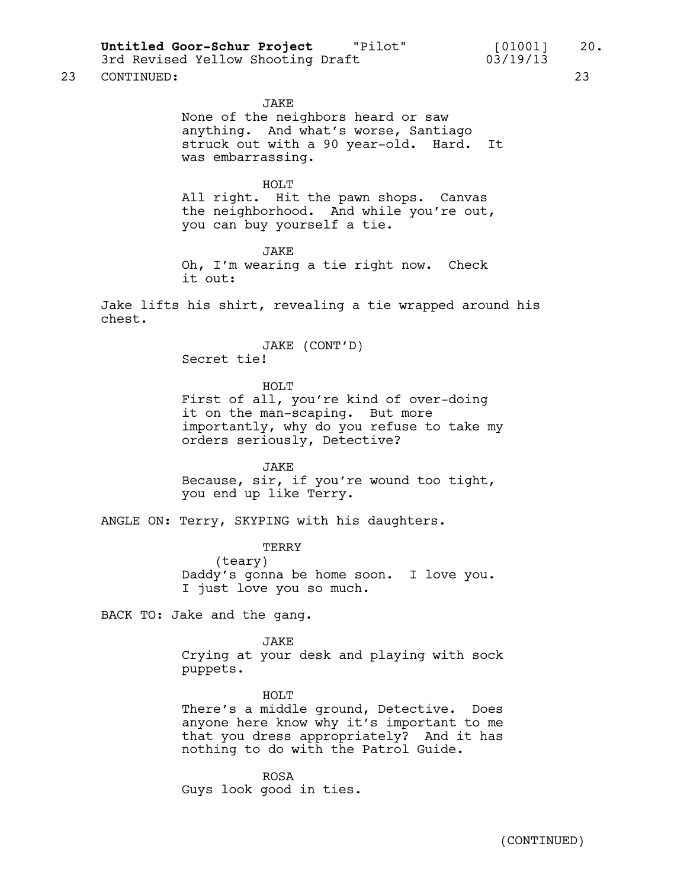23 CONTINUED: 23

JAKE
None of the neighbors heard or saw anything. And what's worse, Santiago struck out with a 90 year-old. Hard. It was embarrassing.

HOLT
All right. Hit the pawn shops. Canvas the neighborhood. And while you're out, you can buy yourself a tie.

JAKE
Oh, I'm wearing a tie right now. Check it out:

Jake lifts his shirt, revealing a tie wrapped around his chest.

JAKE (CONT'D)
Secret tie!

HOLT
First of all, you're kind of over-doing it on the man-scaping. But more importantly, why do you refuse to take my orders seriously, Detective?

JAKE
Because, sir, if you're wound too tight, you end up like Terry.

ANGLE ON: Terry, SKYPING with his daughters.

TERRY
(teary)
Daddy's gonna be home soon. I love you. I just love you so much.

BACK TO: Jake and the gang.

JAKE
Crying at your desk and playing with sock puppets.

HOLT
There's a middle ground, Detective. Does anyone here know why it's important to me that you dress appropriately? And it has nothing to do with the Patrol Guide.

ROSA
Guys look good in ties.

(CONTINUED)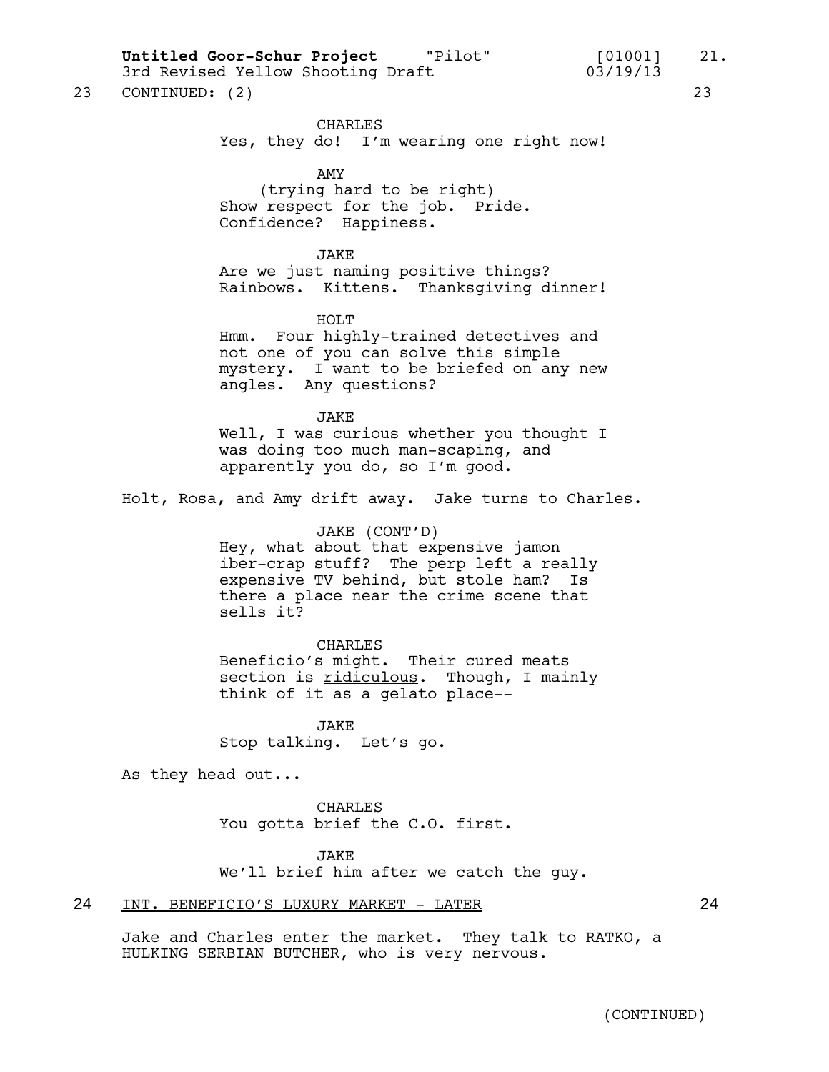23 CONTINUED: (2) 23

CHARLES
Yes, they do! I'm wearing one right now!

AMY
(trying hard to be right)
Show respect for the job. Pride. Confidence? Happiness.

JAKE
Are we just naming positive things? Rainbows. Kittens. Thanksgiving dinner!

HOLT
Hmm. Four highly-trained detectives and not one of you can solve this simple mystery. I want to be briefed on any new angles. Any questions?

JAKE
Well, I was curious whether you thought I was doing too much man-scaping, and apparently you do, so I'm good.

Holt, Rosa, and Amy drift away. Jake turns to Charles.

JAKE (CONT'D)
Hey, what about that expensive jamon iber-crap stuff? The perp left a really expensive TV behind, but stole ham? Is there a place near the crime scene that sells it?

CHARLES
Beneficio's might. Their cured meats section is ridiculous. Though, I mainly think of it as a gelato place--

JAKE
Stop talking. Let's go.

As they head out...

CHARLES
You gotta brief the C.O. first.

JAKE
We'll brief him after we catch the guy.

24 INT. BENEFICIO'S LUXURY MARKET - LATER 24

Jake and Charles enter the market. They talk to RATKO, a HULKING SERBIAN BUTCHER, who is very nervous.

(CONTINUED)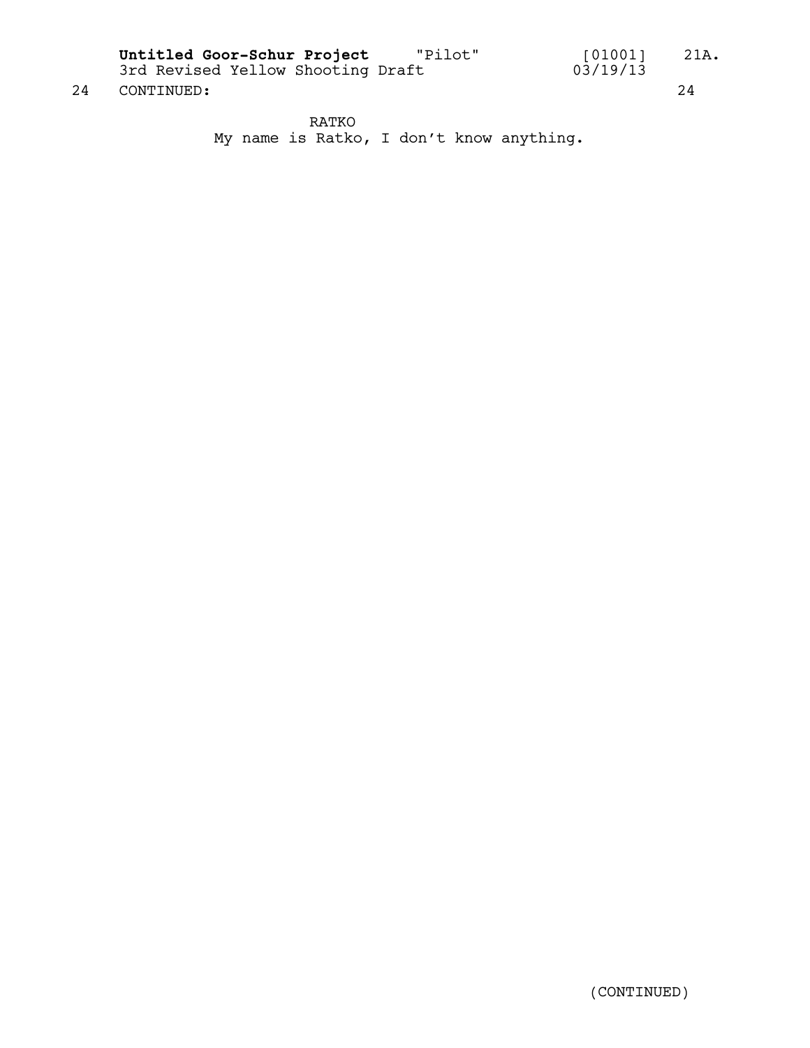24 CONTINUED: 24

RATKO
My name is Ratko, I don't know anything.

(CONTINUED)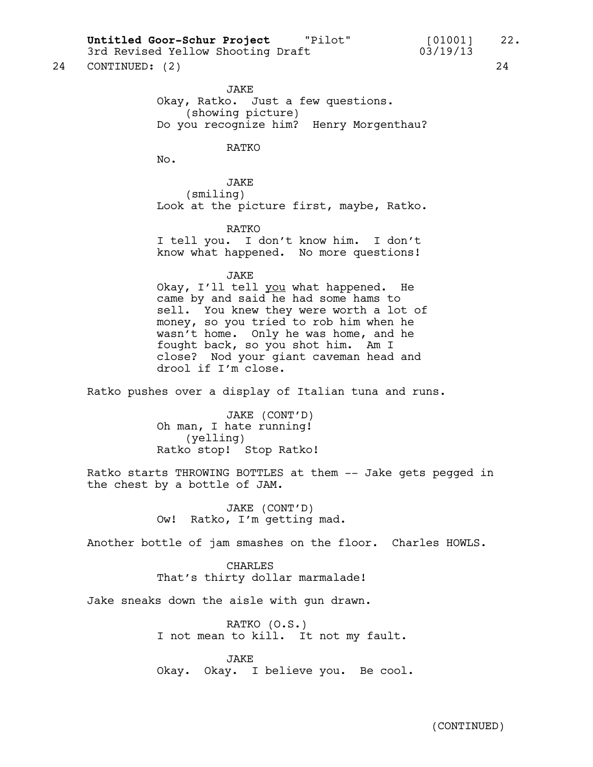24 CONTINUED: (2) 24

JAKE
Okay, Ratko. Just a few questions.
(showing picture)
Do you recognize him? Henry Morgenthau?

RATKO
No.

JAKE
(smiling)
Look at the picture first, maybe, Ratko.

RATKO
I tell you. I don't know him. I don't know what happened. No more questions!

JAKE
Okay, I'll tell <u>you</u> what happened. He came by and said he had some hams to sell. You knew they were worth a lot of money, so you tried to rob him when he wasn't home. Only he was home, and he fought back, so you shot him. Am I close? Nod your giant caveman head and drool if I'm close.

Ratko pushes over a display of Italian tuna and runs.

JAKE (CONT'D)
Oh man, I hate running!
(yelling)
Ratko stop! Stop Ratko!

Ratko starts THROWING BOTTLES at them -- Jake gets pegged in the chest by a bottle of JAM.

JAKE (CONT'D)
Ow! Ratko, I'm getting mad.

Another bottle of jam smashes on the floor. Charles HOWLS.

CHARLES
That's thirty dollar marmalade!

Jake sneaks down the aisle with gun drawn.

RATKO (O.S.)
I not mean to kill. It not my fault.

JAKE
Okay. Okay. I believe you. Be cool.

(CONTINUED)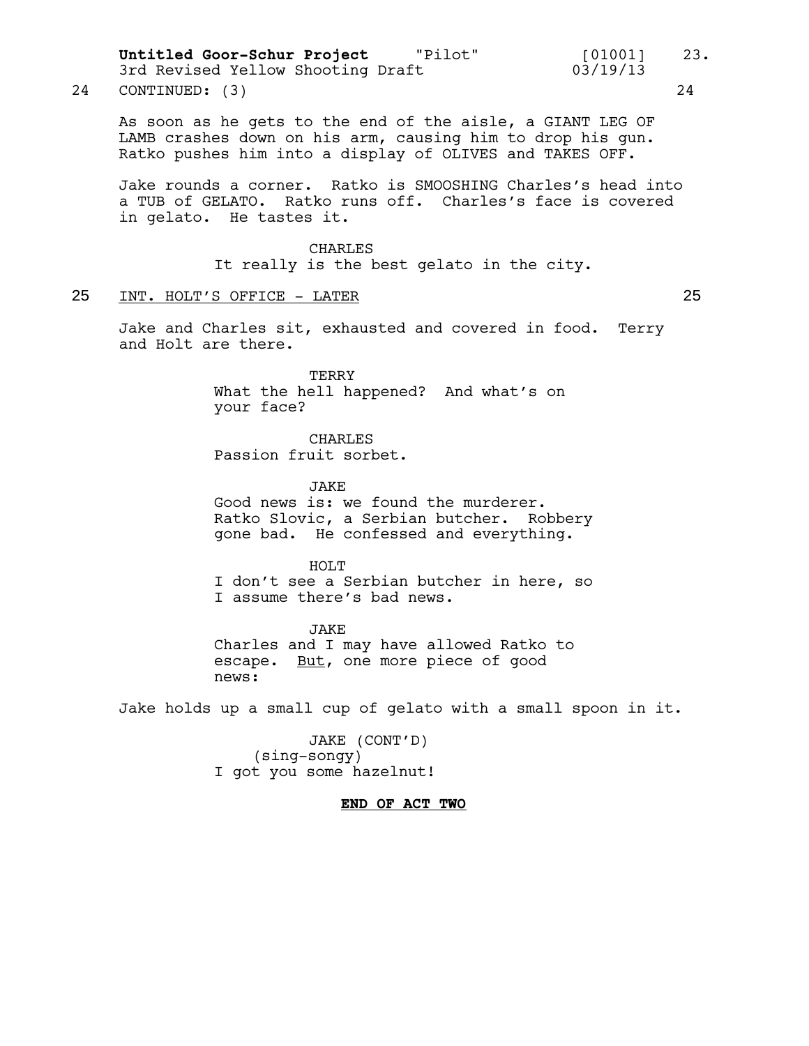24 CONTINUED: (3) 24

As soon as he gets to the end of the aisle, a GIANT LEG OF LAMB crashes down on his arm, causing him to drop his gun. Ratko pushes him into a display of OLIVES and TAKES OFF.

Jake rounds a corner. Ratko is SMOOSHING Charles's head into a TUB of GELATO. Ratko runs off. Charles's face is covered in gelato. He tastes it.

CHARLES
It really is the best gelato in the city.

25 INT. HOLT'S OFFICE - LATER 25

Jake and Charles sit, exhausted and covered in food. Terry and Holt are there.

TERRY
What the hell happened? And what's on your face?

CHARLES
Passion fruit sorbet.

JAKE
Good news is: we found the murderer. Ratko Slovic, a Serbian butcher. Robbery gone bad. He confessed and everything.

HOLT
I don't see a Serbian butcher in here, so I assume there's bad news.

JAKE
Charles and I may have allowed Ratko to escape. But, one more piece of good news:

Jake holds up a small cup of gelato with a small spoon in it.

JAKE (CONT'D)
(sing-songy)
I got you some hazelnut!

**END OF ACT TWO**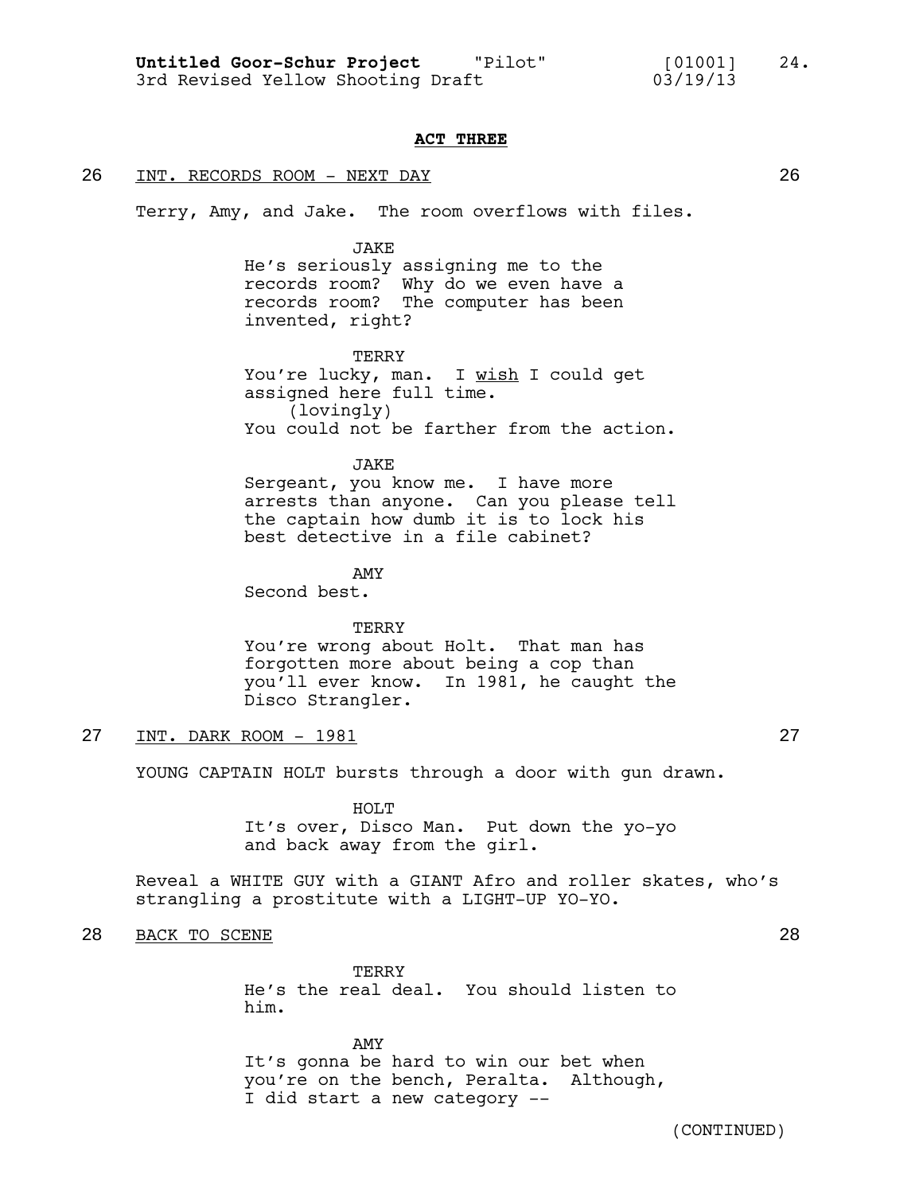**ACT THREE**

26 INT. RECORDS ROOM - NEXT DAY 26

Terry, Amy, and Jake. The room overflows with files.

JAKE
He's seriously assigning me to the records room? Why do we even have a records room? The computer has been invented, right?

TERRY
You're lucky, man. I wish I could get assigned here full time.
(lovingly)
You could not be farther from the action.

JAKE
Sergeant, you know me. I have more arrests than anyone. Can you please tell the captain how dumb it is to lock his best detective in a file cabinet?

AMY
Second best.

TERRY
You're wrong about Holt. That man has forgotten more about being a cop than you'll ever know. In 1981, he caught the Disco Strangler.

27 INT. DARK ROOM - 1981 27

YOUNG CAPTAIN HOLT bursts through a door with gun drawn.

HOLT
It's over, Disco Man. Put down the yo-yo and back away from the girl.

Reveal a WHITE GUY with a GIANT Afro and roller skates, who's strangling a prostitute with a LIGHT-UP YO-YO.

28 BACK TO SCENE 28

TERRY
He's the real deal. You should listen to him.

AMY
It's gonna be hard to win our bet when you're on the bench, Peralta. Although, I did start a new category --

(CONTINUED)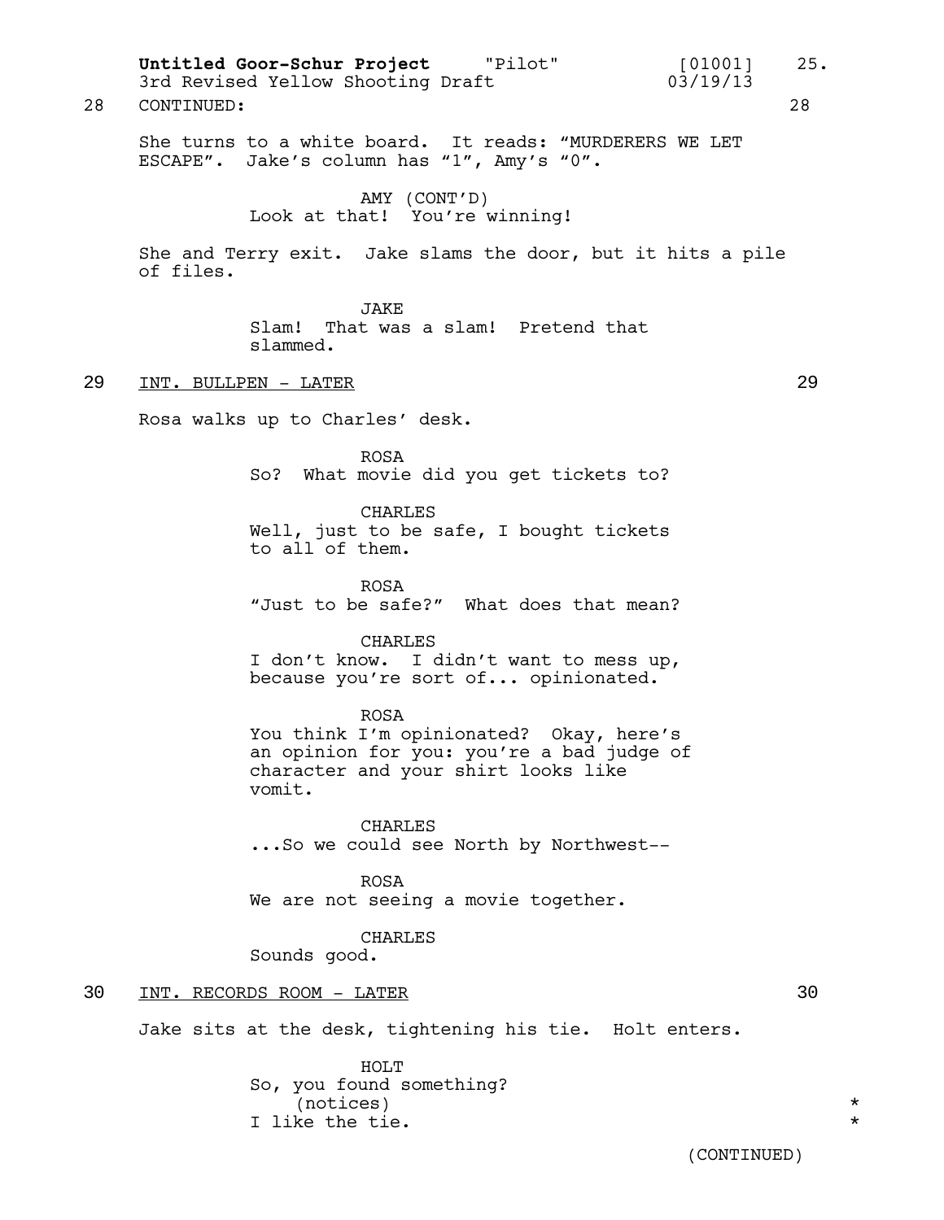28 CONTINUED: 28

She turns to a white board. It reads: "MURDERERS WE LET ESCAPE". Jake's column has "1", Amy's "0".

AMY (CONT'D)
Look at that! You're winning!

She and Terry exit. Jake slams the door, but it hits a pile of files.

JAKE
Slam! That was a slam! Pretend that slammed.

29 INT. BULLPEN - LATER 29

Rosa walks up to Charles' desk.

ROSA
So? What movie did you get tickets to?

CHARLES
Well, just to be safe, I bought tickets to all of them.

ROSA
"Just to be safe?" What does that mean?

CHARLES
I don't know. I didn't want to mess up, because you're sort of... opinionated.

ROSA
You think I'm opinionated? Okay, here's an opinion for you: you're a bad judge of character and your shirt looks like vomit.

CHARLES
...So we could see North by Northwest--

ROSA
We are not seeing a movie together.

CHARLES
Sounds good.

30 INT. RECORDS ROOM - LATER 30

Jake sits at the desk, tightening his tie. Holt enters.

HOLT
So, you found something?
(notices) *
I like the tie. *

(CONTINUED)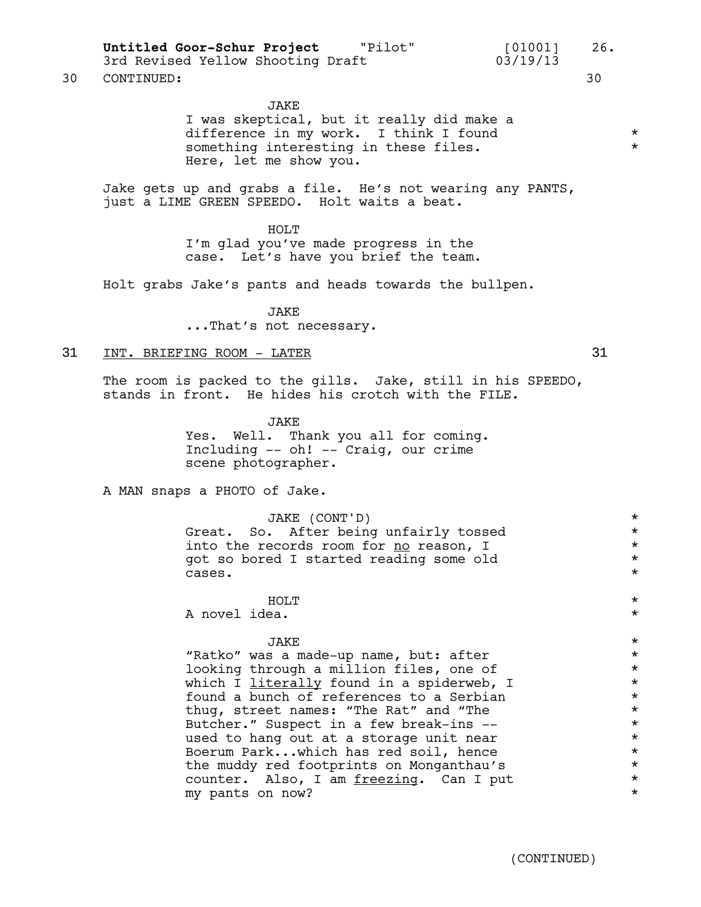30 CONTINUED: 30

JAKE
I was skeptical, but it really did make a difference in my work. I think I found something interesting in these files. Here, let me show you.

Jake gets up and grabs a file. He's not wearing any PANTS, just a LIME GREEN SPEEDO. Holt waits a beat.

HOLT
I'm glad you've made progress in the case. Let's have you brief the team.

Holt grabs Jake's pants and heads towards the bullpen.

JAKE
...That's not necessary.

31 INT. BRIEFING ROOM - LATER 31

The room is packed to the gills. Jake, still in his SPEEDO, stands in front. He hides his crotch with the FILE.

JAKE
Yes. Well. Thank you all for coming. Including -- oh! -- Craig, our crime scene photographer.

A MAN snaps a PHOTO of Jake.

JAKE (CONT'D)
Great. So. After being unfairly tossed into the records room for no reason, I got so bored I started reading some old cases.

HOLT
A novel idea.

JAKE
"Ratko" was a made-up name, but: after looking through a million files, one of which I literally found in a spiderweb, I found a bunch of references to a Serbian thug, street names: "The Rat" and "The Butcher." Suspect in a few break-ins -- used to hang out at a storage unit near Boerum Park...which has red soil, hence the muddy red footprints on Monganthau's counter. Also, I am freezing. Can I put my pants on now?

(CONTINUED)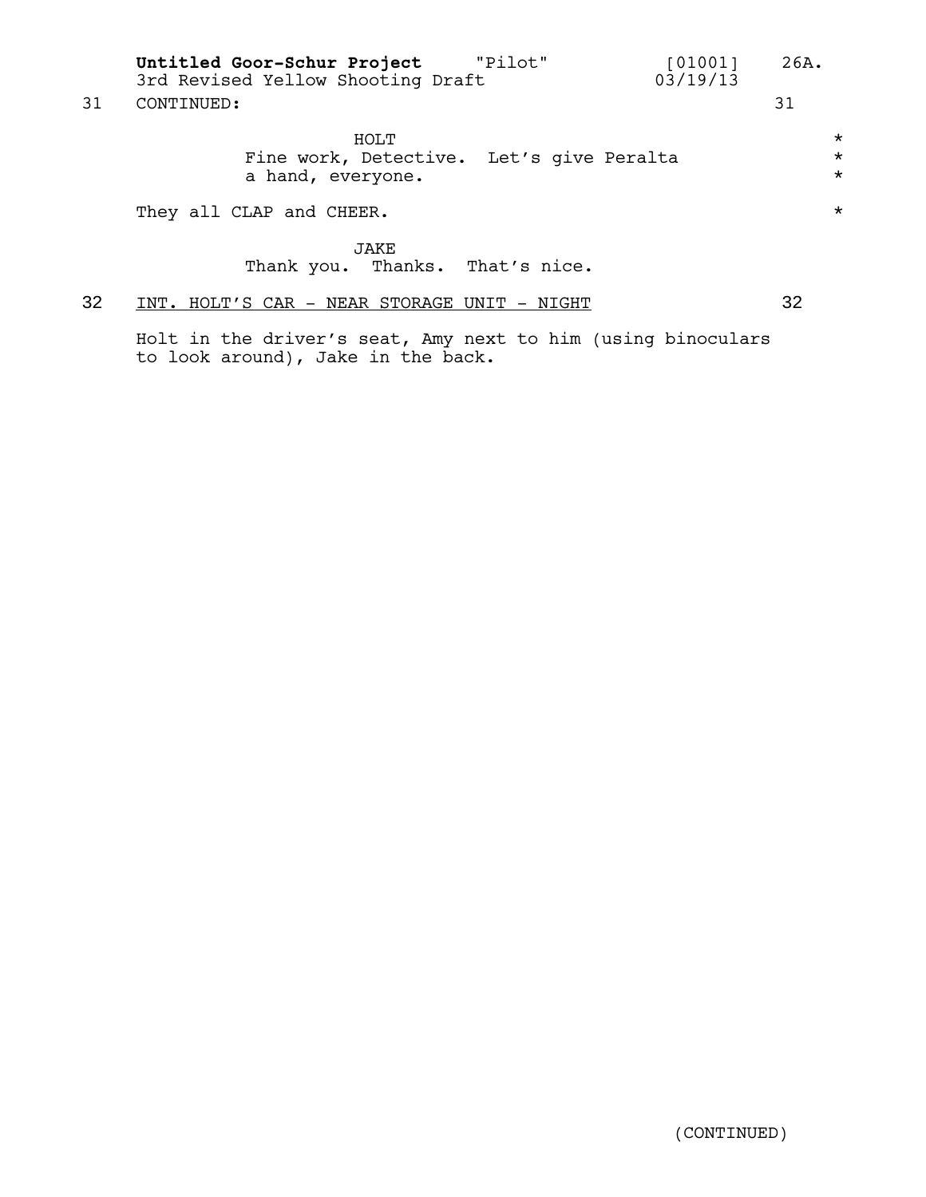31 CONTINUED: 31

HOLT

Fine work, Detective. Let's give Peralta a hand, everyone. *

They all CLAP and CHEER. *

JAKE

Thank you. Thanks. That's nice.

32 INT. HOLT'S CAR - NEAR STORAGE UNIT - NIGHT 32

Holt in the driver's seat, Amy next to him (using binoculars to look around), Jake in the back.

(CONTINUED)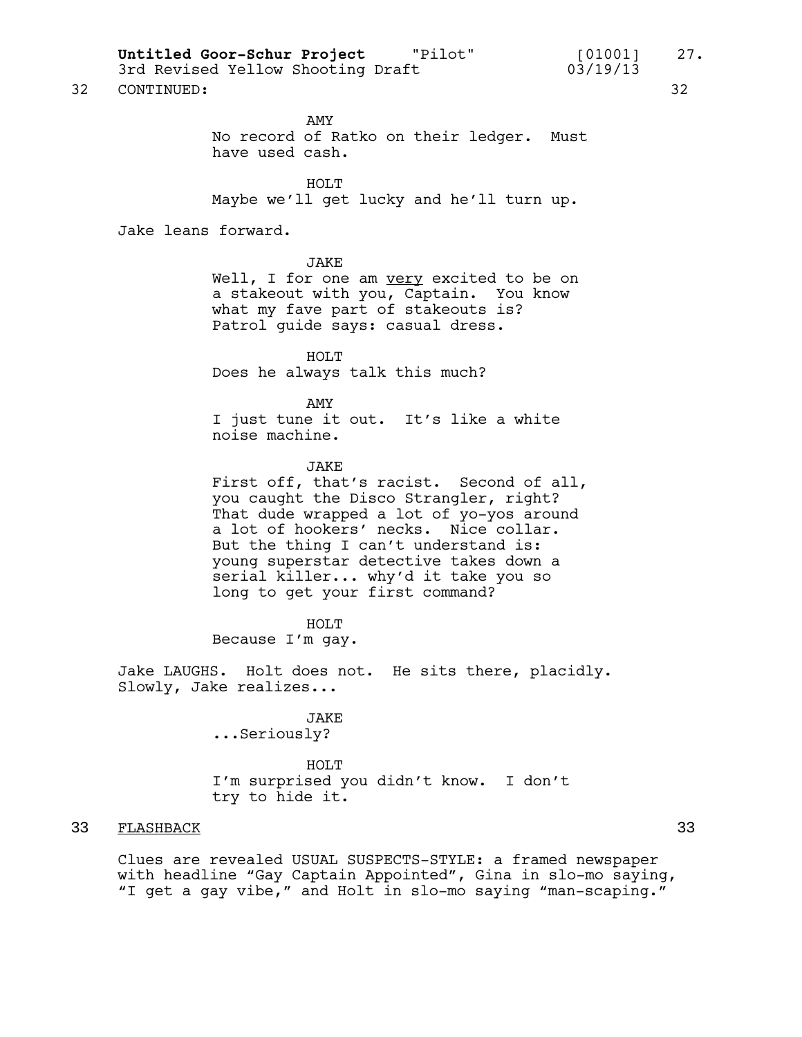32 CONTINUED: 32

AMY
No record of Ratko on their ledger. Must have used cash.

HOLT
Maybe we'll get lucky and he'll turn up.

Jake leans forward.

JAKE
Well, I for one am very excited to be on a stakeout with you, Captain. You know what my fave part of stakeouts is? Patrol guide says: casual dress.

HOLT
Does he always talk this much?

AMY
I just tune it out. It's like a white noise machine.

JAKE
First off, that's racist. Second of all, you caught the Disco Strangler, right? That dude wrapped a lot of yo-yos around a lot of hookers' necks. Nice collar. But the thing I can't understand is: young superstar detective takes down a serial killer... why'd it take you so long to get your first command?

HOLT
Because I'm gay.

Jake LAUGHS. Holt does not. He sits there, placidly. Slowly, Jake realizes...

JAKE
...Seriously?

HOLT
I'm surprised you didn't know. I don't try to hide it.

33 FLASHBACK 33

Clues are revealed USUAL SUSPECTS-STYLE: a framed newspaper with headline "Gay Captain Appointed", Gina in slo-mo saying, "I get a gay vibe," and Holt in slo-mo saying "man-scaping."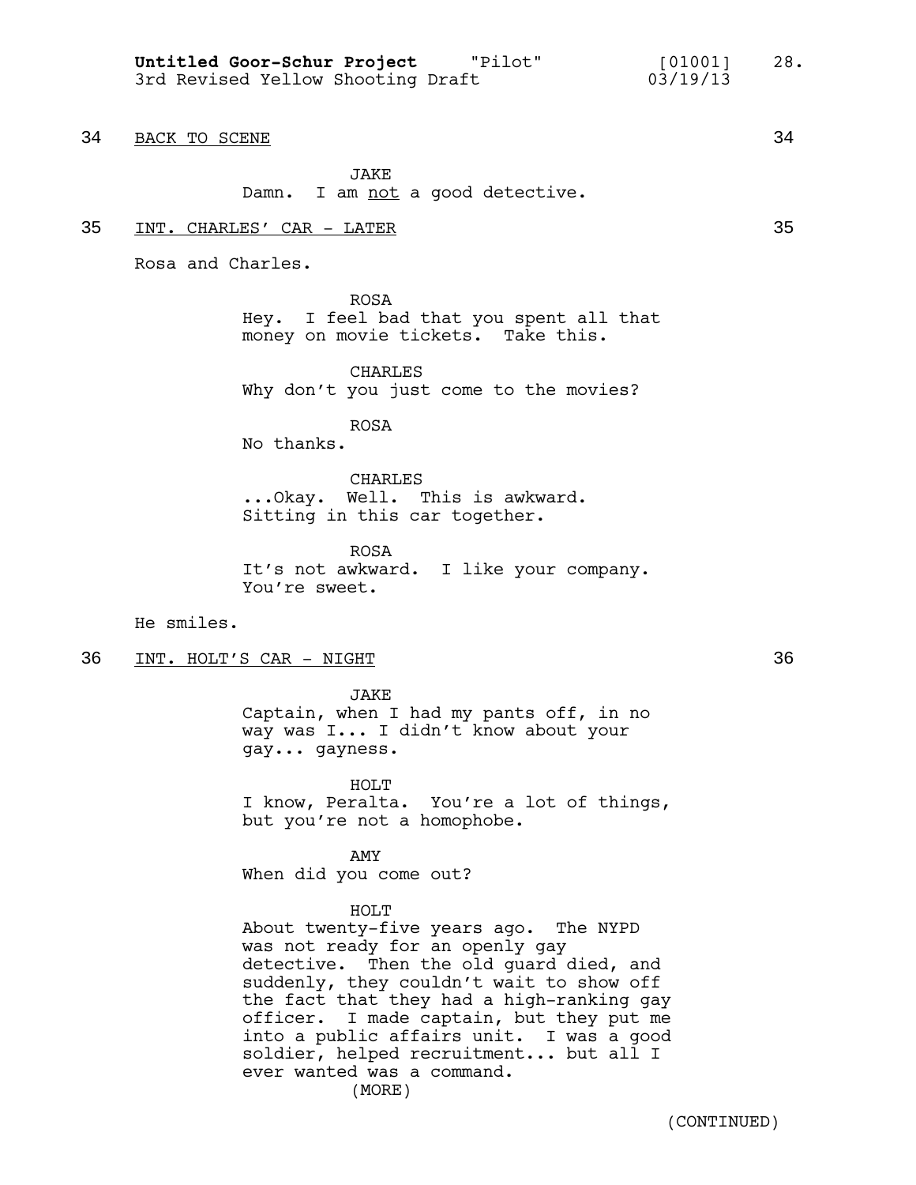34 BACK TO SCENE 34

JAKE

Damn. I am _not_ a good detective.

35 INT. CHARLES' CAR - LATER 35

Rosa and Charles.

ROSA

Hey. I feel bad that you spent all that money on movie tickets. Take this.

CHARLES

Why don't you just come to the movies?

ROSA

No thanks.

CHARLES

...Okay. Well. This is awkward. Sitting in this car together.

ROSA

It's not awkward. I like your company. You're sweet.

He smiles.

36 INT. HOLT'S CAR - NIGHT 36

JAKE

Captain, when I had my pants off, in no way was I... I didn't know about your gay... gayness.

HOLT

I know, Peralta. You're a lot of things, but you're not a homophobe.

AMY

When did you come out?

HOLT

About twenty-five years ago. The NYPD was not ready for an openly gay detective. Then the old guard died, and suddenly, they couldn't wait to show off the fact that they had a high-ranking gay officer. I made captain, but they put me into a public affairs unit. I was a good soldier, helped recruitment... but all I ever wanted was a command.

(MORE)

(CONTINUED)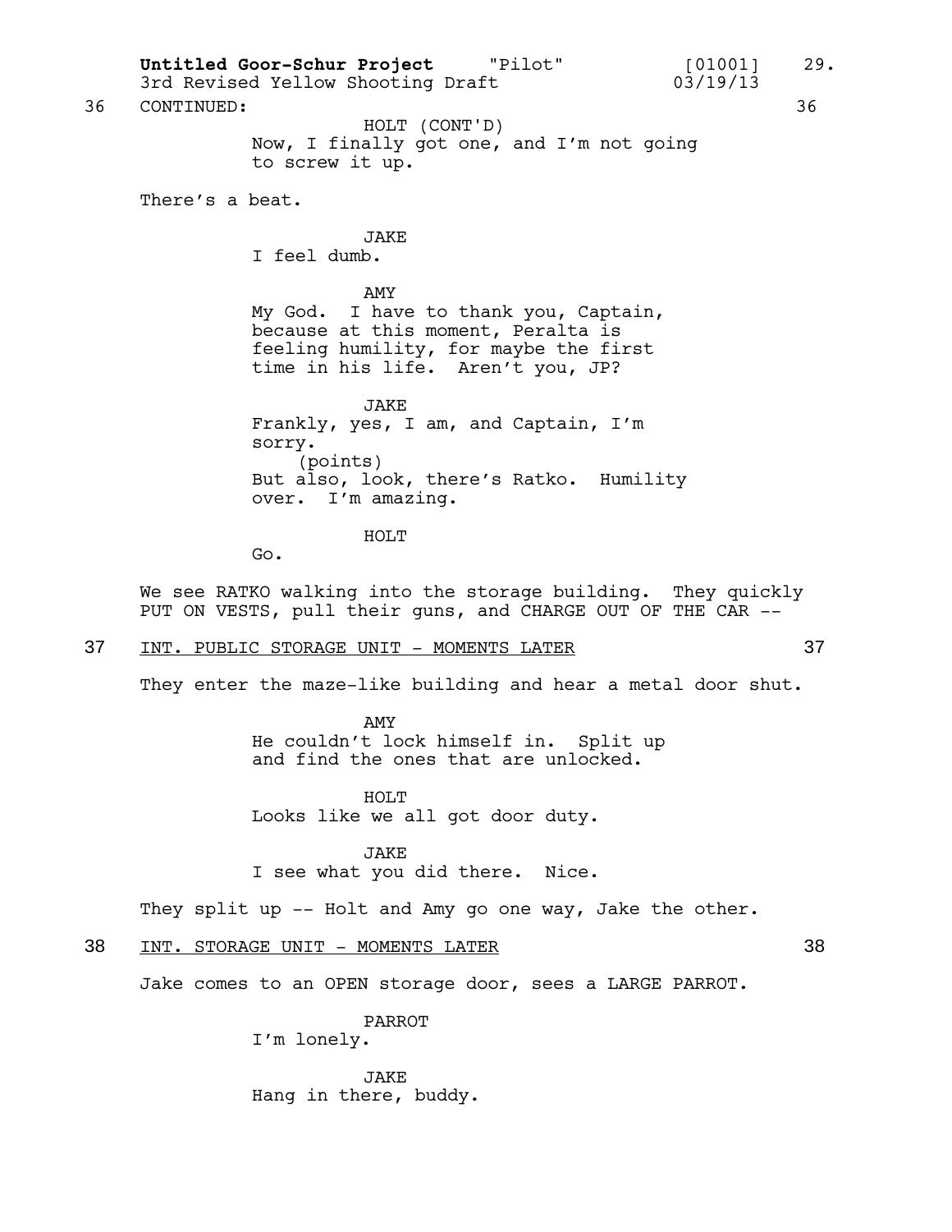36 CONTINUED: 36

HOLT (CONT'D)
Now, I finally got one, and I'm not going to screw it up.

There's a beat.

JAKE
I feel dumb.

AMY
My God. I have to thank you, Captain, because at this moment, Peralta is feeling humility, for maybe the first time in his life. Aren't you, JP?

JAKE
Frankly, yes, I am, and Captain, I'm sorry.
(points)
But also, look, there's Ratko. Humility over. I'm amazing.

HOLT
Go.

We see RATKO walking into the storage building. They quickly PUT ON VESTS, pull their guns, and CHARGE OUT OF THE CAR --

37 INT. PUBLIC STORAGE UNIT - MOMENTS LATER 37

They enter the maze-like building and hear a metal door shut.

AMY
He couldn't lock himself in. Split up and find the ones that are unlocked.

HOLT
Looks like we all got door duty.

JAKE
I see what you did there. Nice.

They split up -- Holt and Amy go one way, Jake the other.

38 INT. STORAGE UNIT - MOMENTS LATER 38

Jake comes to an OPEN storage door, sees a LARGE PARROT.

PARROT
I'm lonely.

JAKE
Hang in there, buddy.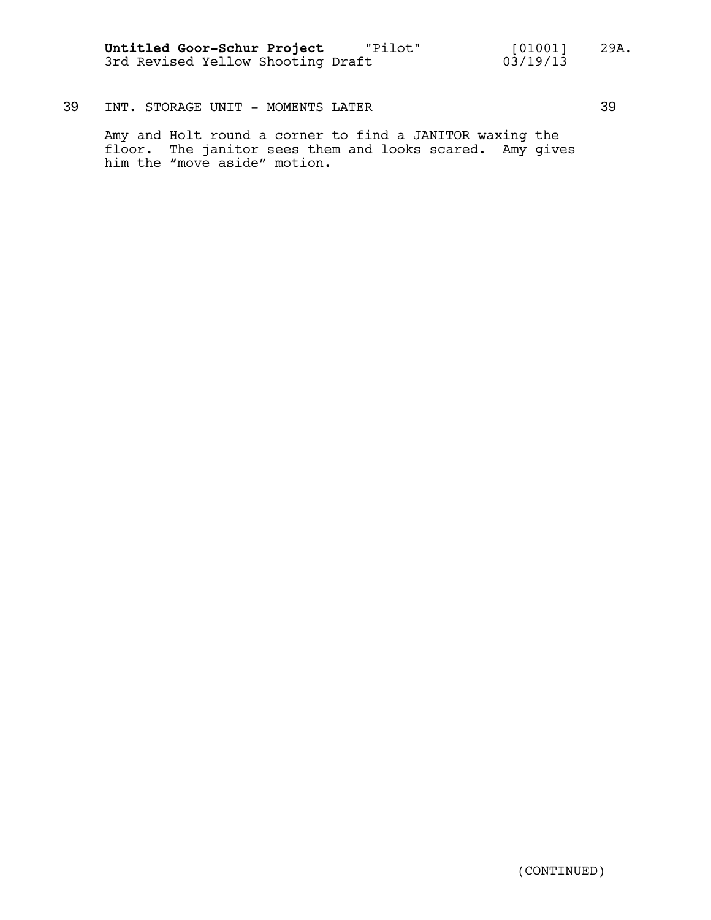39 INT. STORAGE UNIT - MOMENTS LATER 39

Amy and Holt round a corner to find a JANITOR waxing the floor. The janitor sees them and looks scared. Amy gives him the "move aside" motion.

(CONTINUED)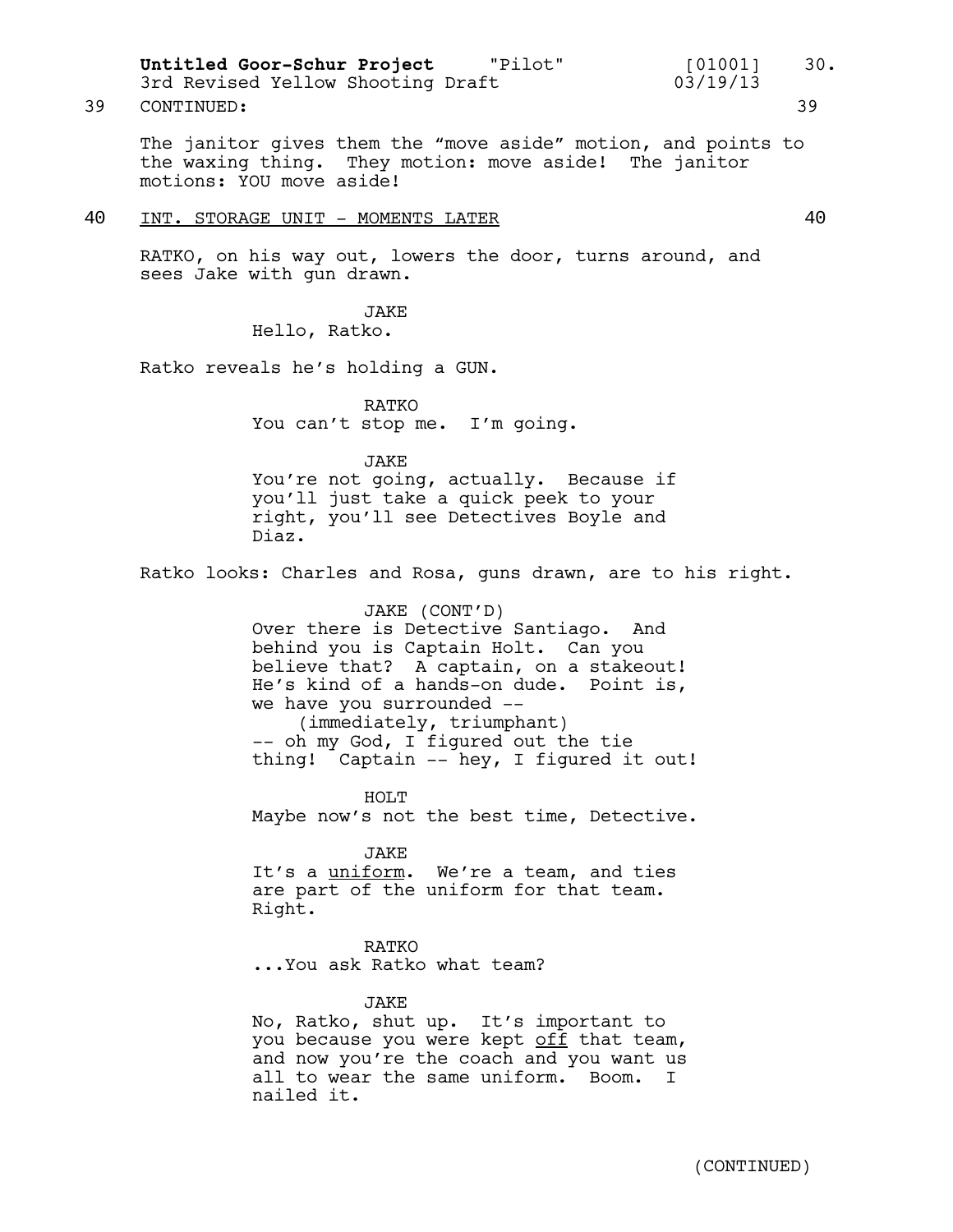39 CONTINUED: 39

The janitor gives them the "move aside" motion, and points to the waxing thing. They motion: move aside! The janitor motions: YOU move aside!

40 INT. STORAGE UNIT - MOMENTS LATER 40

RATKO, on his way out, lowers the door, turns around, and sees Jake with gun drawn.

JAKE
Hello, Ratko.

Ratko reveals he's holding a GUN.

RATKO
You can't stop me. I'm going.

JAKE
You're not going, actually. Because if you'll just take a quick peek to your right, you'll see Detectives Boyle and Diaz.

Ratko looks: Charles and Rosa, guns drawn, are to his right.

JAKE (CONT'D)
Over there is Detective Santiago. And behind you is Captain Holt. Can you believe that? A captain, on a stakeout! He's kind of a hands-on dude. Point is, we have you surrounded --
(immediately, triumphant)
-- oh my God, I figured out the tie thing! Captain -- hey, I figured it out!

HOLT
Maybe now's not the best time, Detective.

JAKE
It's a uniform. We're a team, and ties are part of the uniform for that team. Right.

RATKO
...You ask Ratko what team?

JAKE
No, Ratko, shut up. It's important to you because you were kept off that team, and now you're the coach and you want us all to wear the same uniform. Boom. I nailed it.

(CONTINUED)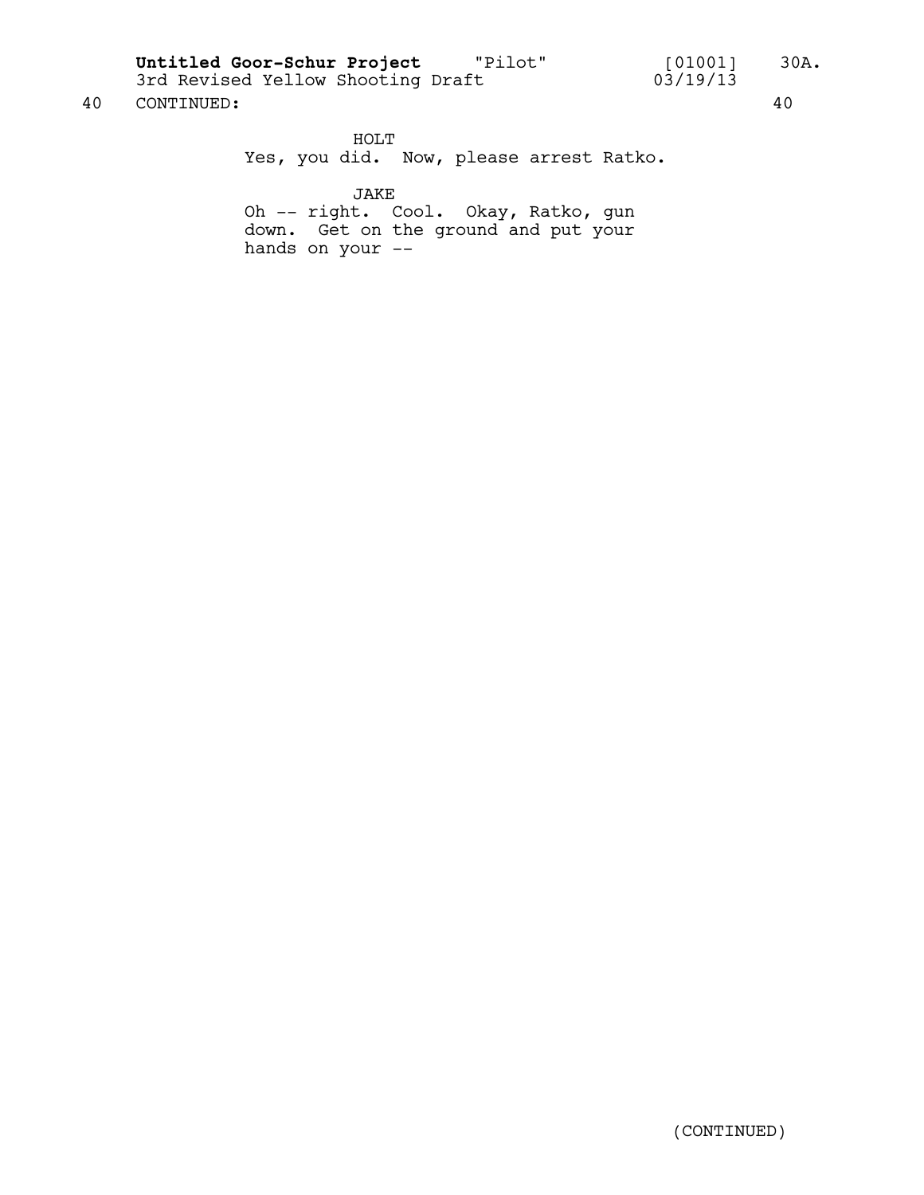40 CONTINUED: 40

HOLT

Yes, you did. Now, please arrest Ratko.

JAKE

Oh -- right. Cool. Okay, Ratko, gun down. Get on the ground and put your hands on your --

(CONTINUED)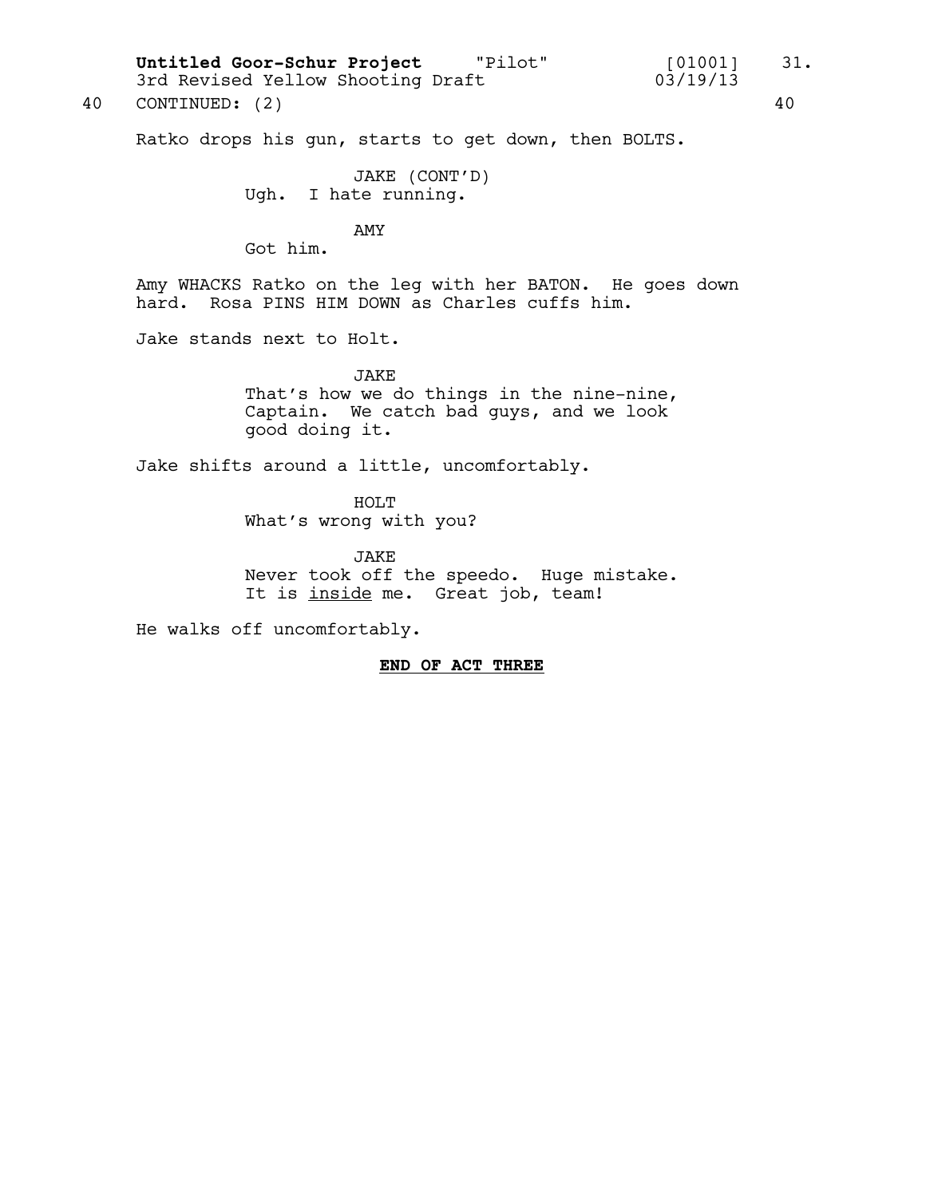40 CONTINUED: (2) 40

Ratko drops his gun, starts to get down, then BOLTS.

JAKE (CONT'D)
Ugh. I hate running.

AMY
Got him.

Amy WHACKS Ratko on the leg with her BATON. He goes down hard. Rosa PINS HIM DOWN as Charles cuffs him.

Jake stands next to Holt.

JAKE
That's how we do things in the nine-nine, Captain. We catch bad guys, and we look good doing it.

Jake shifts around a little, uncomfortably.

HOLT
What's wrong with you?

JAKE
Never took off the speedo. Huge mistake. It is <u>inside</u> me. Great job, team!

He walks off uncomfortably.

**<u>END OF ACT THREE</u>**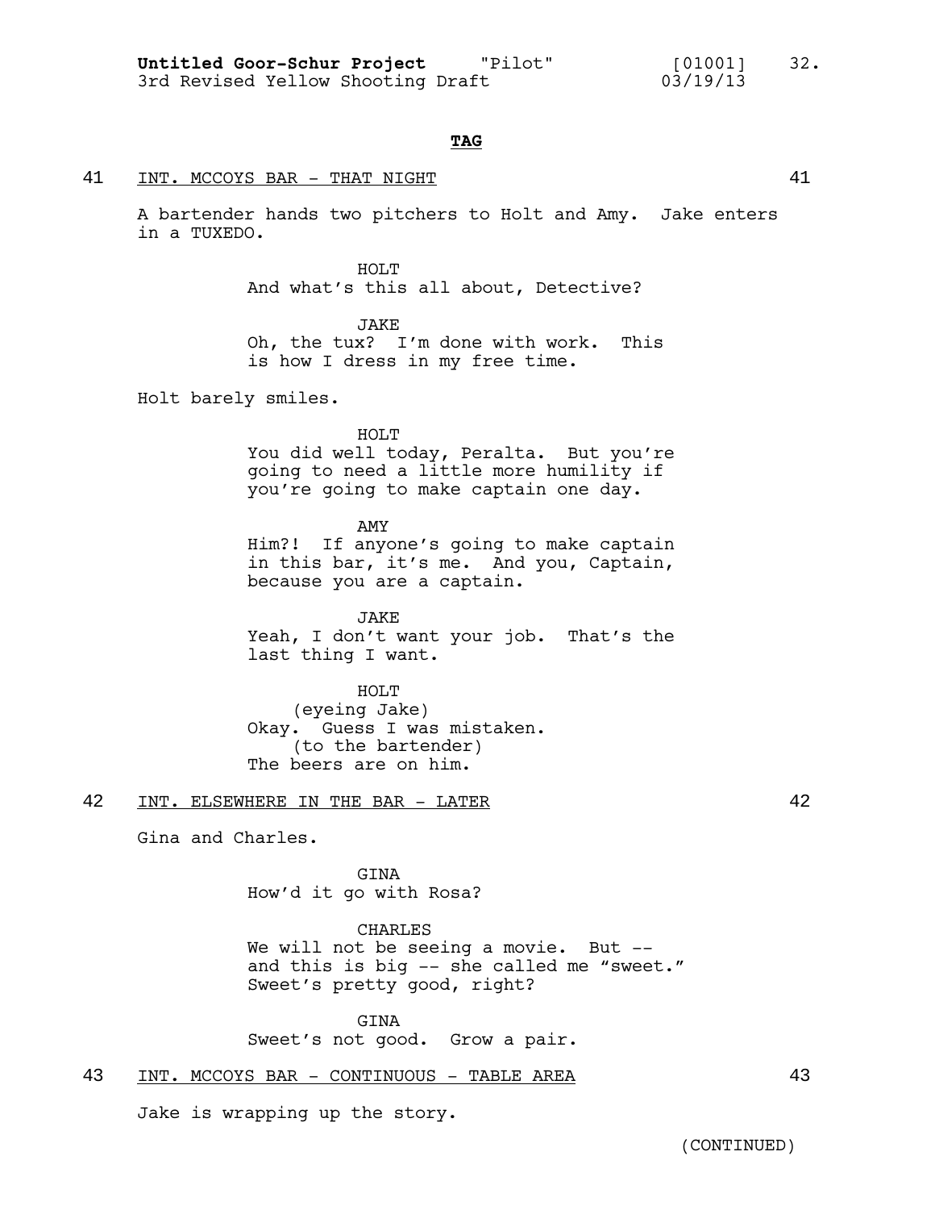**TAG**

41 INT. MCCOYS BAR - THAT NIGHT 41

A bartender hands two pitchers to Holt and Amy. Jake enters in a TUXEDO.

HOLT
And what's this all about, Detective?

JAKE
Oh, the tux? I'm done with work. This is how I dress in my free time.

Holt barely smiles.

HOLT
You did well today, Peralta. But you're going to need a little more humility if you're going to make captain one day.

AMY
Him?! If anyone's going to make captain in this bar, it's me. And you, Captain, because you are a captain.

JAKE
Yeah, I don't want your job. That's the last thing I want.

HOLT
(eyeing Jake)
Okay. Guess I was mistaken.
(to the bartender)
The beers are on him.

42 INT. ELSEWHERE IN THE BAR - LATER 42

Gina and Charles.

GINA
How'd it go with Rosa?

CHARLES
We will not be seeing a movie. But -- and this is big -- she called me "sweet." Sweet's pretty good, right?

GINA
Sweet's not good. Grow a pair.

43 INT. MCCOYS BAR - CONTINUOUS - TABLE AREA 43

Jake is wrapping up the story.

(CONTINUED)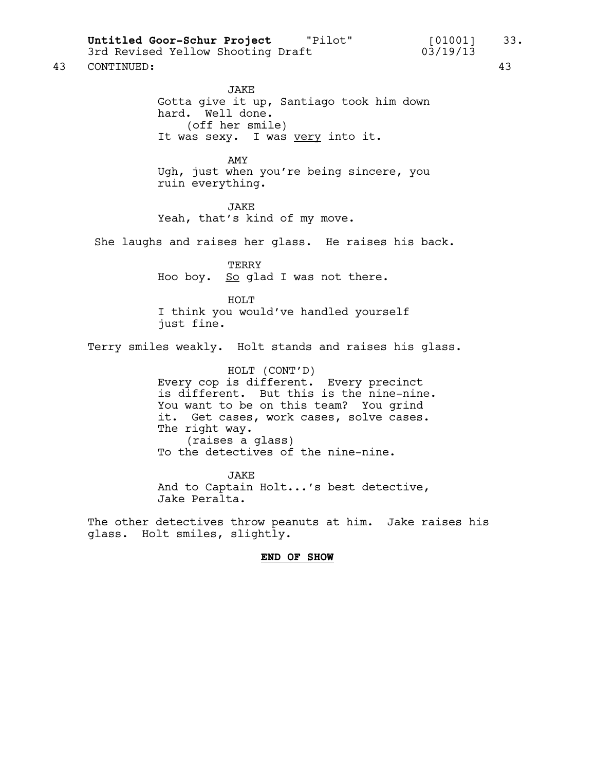43 CONTINUED: 43

JAKE
Gotta give it up, Santiago took him down hard. Well done.
(off her smile)
It was sexy. I was <u>very</u> into it.

AMY
Ugh, just when you're being sincere, you ruin everything.

JAKE
Yeah, that's kind of my move.

She laughs and raises her glass. He raises his back.

TERRY
Hoo boy. <u>So</u> glad I was not there.

HOLT
I think you would've handled yourself just fine.

Terry smiles weakly. Holt stands and raises his glass.

HOLT (CONT'D)
Every cop is different. Every precinct is different. But this is the nine-nine. You want to be on this team? You grind it. Get cases, work cases, solve cases. The right way.
(raises a glass)
To the detectives of the nine-nine.

JAKE
And to Captain Holt...'s best detective, Jake Peralta.

The other detectives throw peanuts at him. Jake raises his glass. Holt smiles, slightly.

**<u>END OF SHOW</u>**